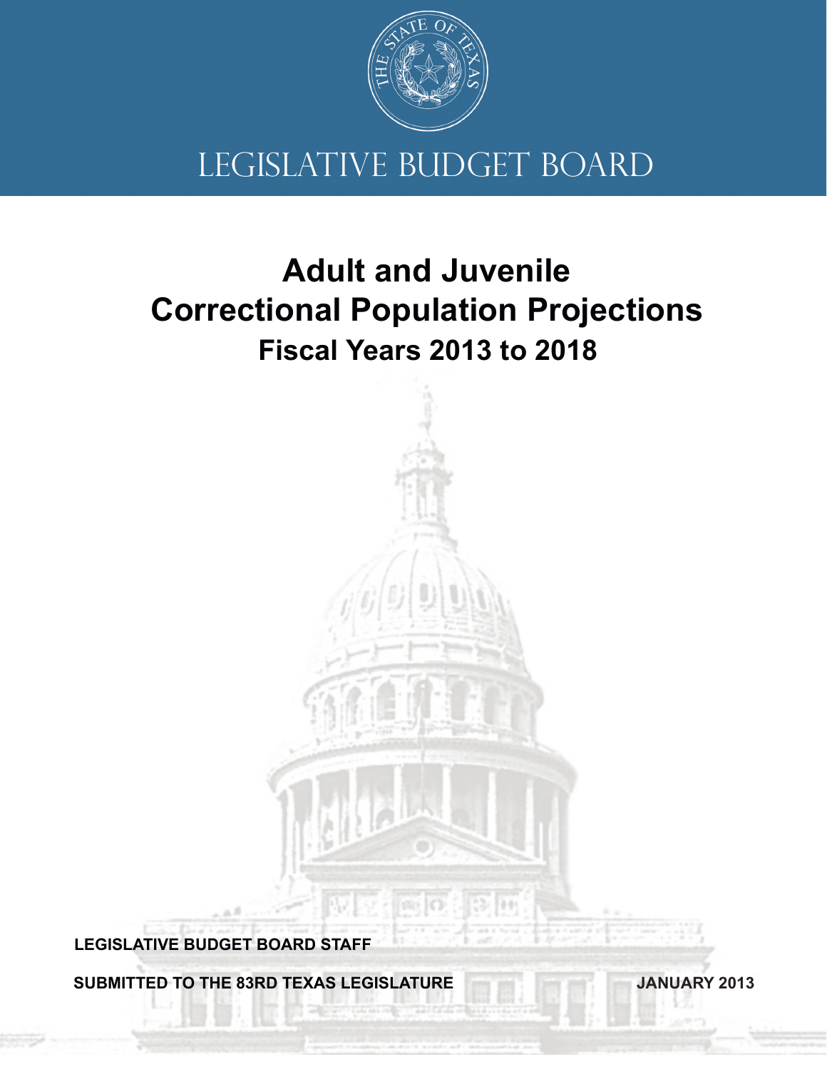THE STATE OF TEXAS

LEGISLATIVE BUDGET BOARD

# Adult and Juvenile Correctional Population Projections

## Fiscal Years 2013 to 2018

**LEGISLATIVE BUDGET BOARD STAFF**

**SUBMITTED TO THE 83RD TEXAS LEGISLATURE**

**JANUARY 2013**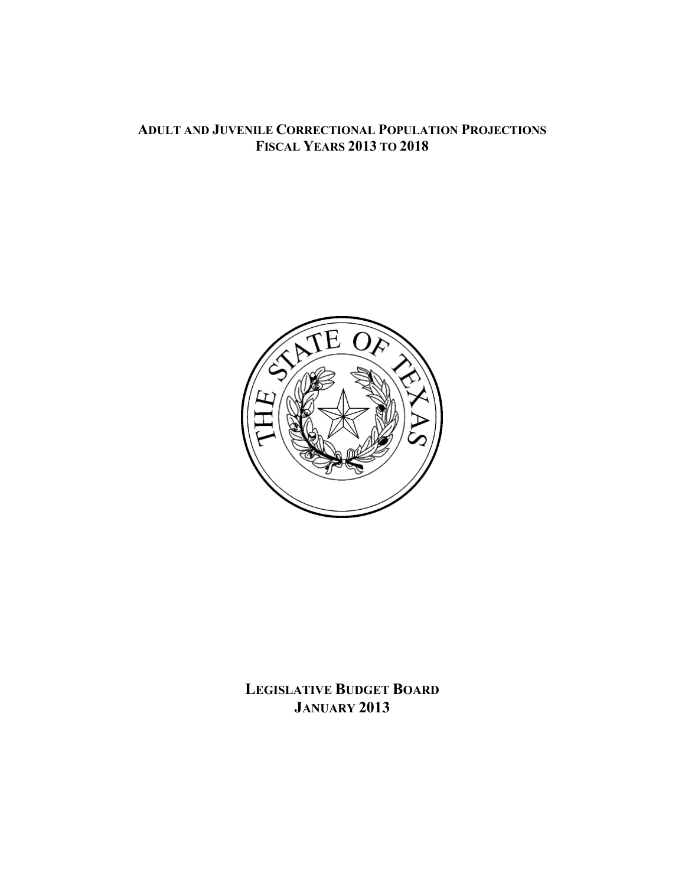# ADULT AND JUVENILE CORRECTIONAL POPULATION PROJECTIONS
## FISCAL YEARS 2013 TO 2018

**LEGISLATIVE BUDGET BOARD**
**JANUARY 2013**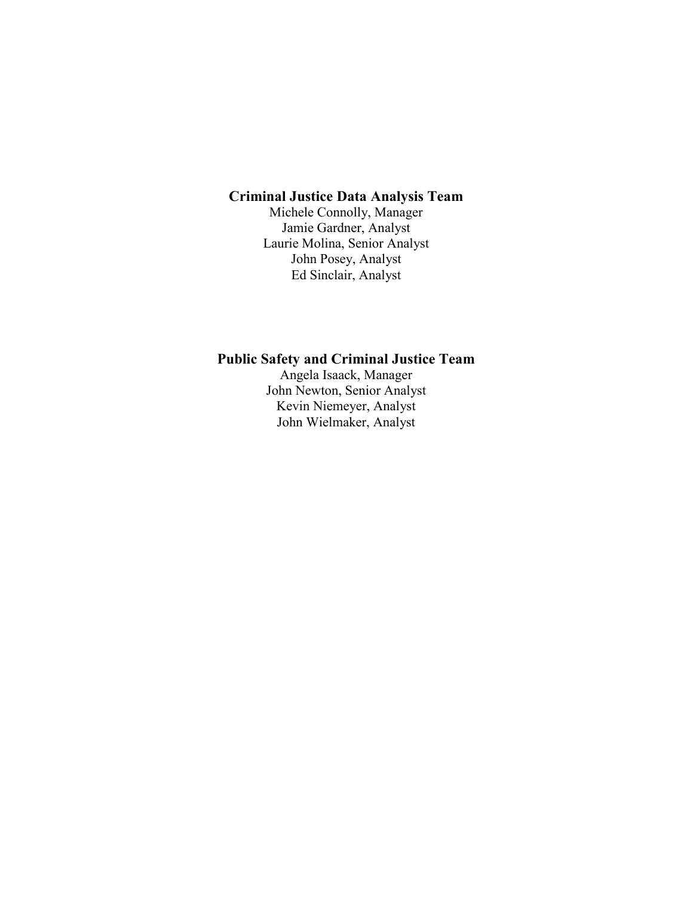**Criminal Justice Data Analysis Team**

Michele Connolly, Manager
Jamie Gardner, Analyst
Laurie Molina, Senior Analyst
John Posey, Analyst
Ed Sinclair, Analyst

**Public Safety and Criminal Justice Team**

Angela Isaack, Manager
John Newton, Senior Analyst
Kevin Niemeyer, Analyst
John Wielmaker, Analyst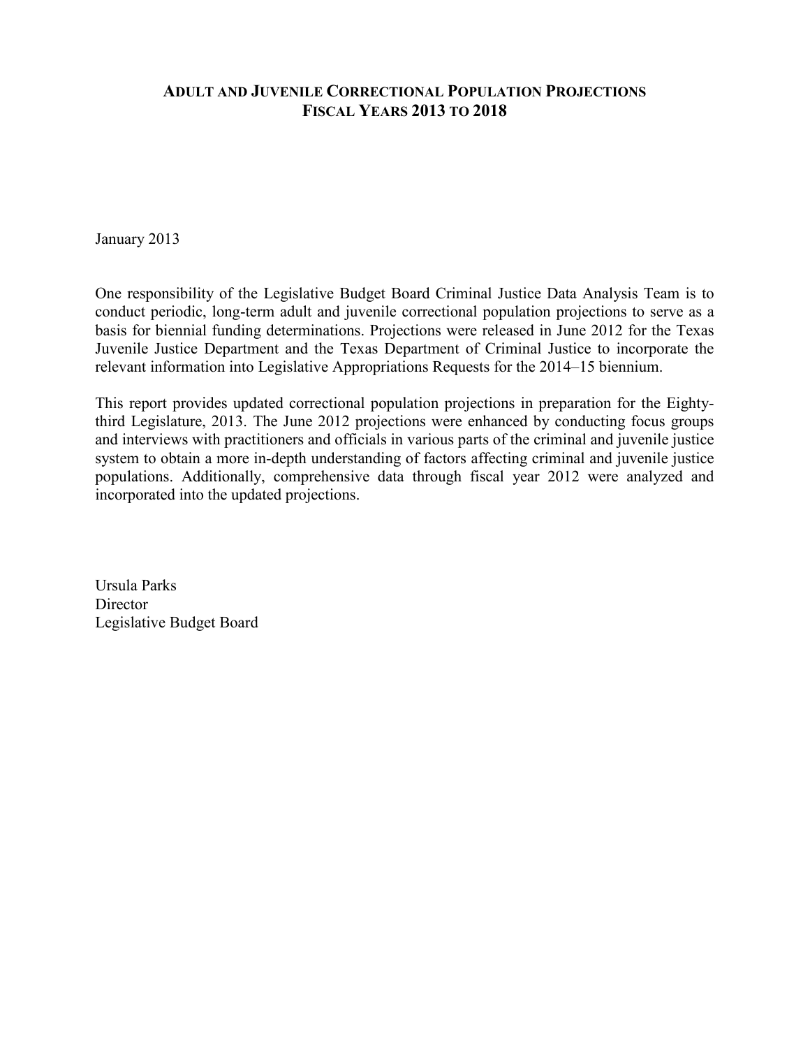**ADULT AND JUVENILE CORRECTIONAL POPULATION PROJECTIONS**
**FISCAL YEARS 2013 TO 2018**

January 2013

One responsibility of the Legislative Budget Board Criminal Justice Data Analysis Team is to conduct periodic, long-term adult and juvenile correctional population projections to serve as a basis for biennial funding determinations. Projections were released in June 2012 for the Texas Juvenile Justice Department and the Texas Department of Criminal Justice to incorporate the relevant information into Legislative Appropriations Requests for the 2014–15 biennium.

This report provides updated correctional population projections in preparation for the Eighty-third Legislature, 2013. The June 2012 projections were enhanced by conducting focus groups and interviews with practitioners and officials in various parts of the criminal and juvenile justice system to obtain a more in-depth understanding of factors affecting criminal and juvenile justice populations. Additionally, comprehensive data through fiscal year 2012 were analyzed and incorporated into the updated projections.

Ursula Parks
Director
Legislative Budget Board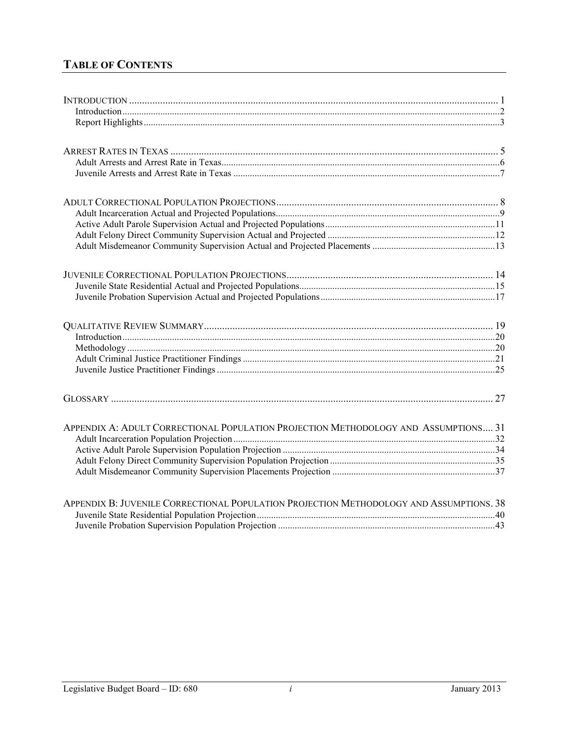## TABLE OF CONTENTS

INTRODUCTION ........................................................................................................................................... 1
- Introduction ........................................................................................................................................... 2
- Report Highlights ................................................................................................................................... 3

ARREST RATES IN TEXAS ........................................................................................................................... 5
- Adult Arrests and Arrest Rate in Texas ................................................................................................... 6
- Juvenile Arrests and Arrest Rate in Texas ............................................................................................... 7

ADULT CORRECTIONAL POPULATION PROJECTIONS ..................................................................................... 8
- Adult Incarceration Actual and Projected Populations ............................................................................. 9
- Active Adult Parole Supervision Actual and Projected Populations ....................................................... 11
- Adult Felony Direct Community Supervision Actual and Projected ...................................................... 12
- Adult Misdemeanor Community Supervision Actual and Projected Placements .................................... 13

JUVENILE CORRECTIONAL POPULATION PROJECTIONS ................................................................................ 14
- Juvenile State Residential Actual and Projected Populations .................................................................. 15
- Juvenile Probation Supervision Actual and Projected Populations ......................................................... 17

QUALITATIVE REVIEW SUMMARY ............................................................................................................. 19
- Introduction ......................................................................................................................................... 20
- Methodology ........................................................................................................................................ 20
- Adult Criminal Justice Practitioner Findings .......................................................................................... 21
- Juvenile Justice Practitioner Findings .................................................................................................... 25

GLOSSARY ................................................................................................................................................. 27

APPENDIX A: ADULT CORRECTIONAL POPULATION PROJECTION METHODOLOGY AND ASSUMPTIONS .... 31
- Adult Incarceration Population Projection .............................................................................................. 32
- Active Adult Parole Supervision Population Projection ......................................................................... 34
- Adult Felony Direct Community Supervision Population Projection ..................................................... 35
- Adult Misdemeanor Community Supervision Placements Projection .................................................... 37

APPENDIX B: JUVENILE CORRECTIONAL POPULATION PROJECTION METHODOLOGY AND ASSUMPTIONS. 38
- Juvenile State Residential Population Projection .................................................................................... 40
- Juvenile Probation Supervision Population Projection ........................................................................... 43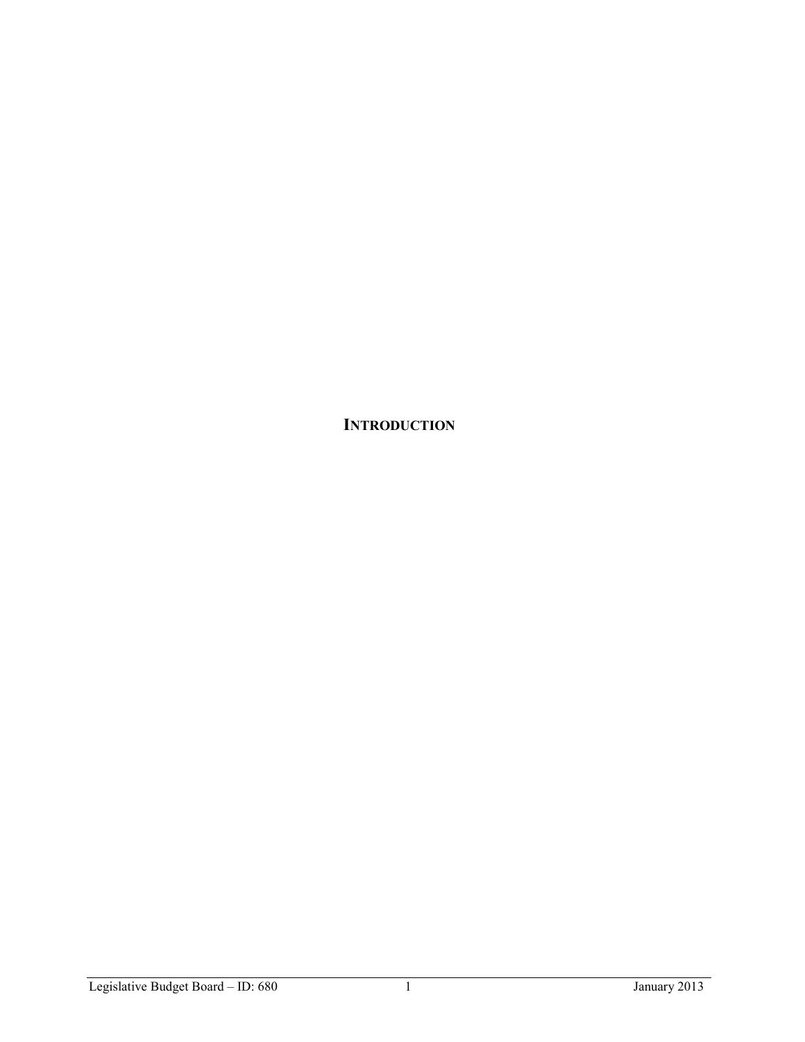# INTRODUCTION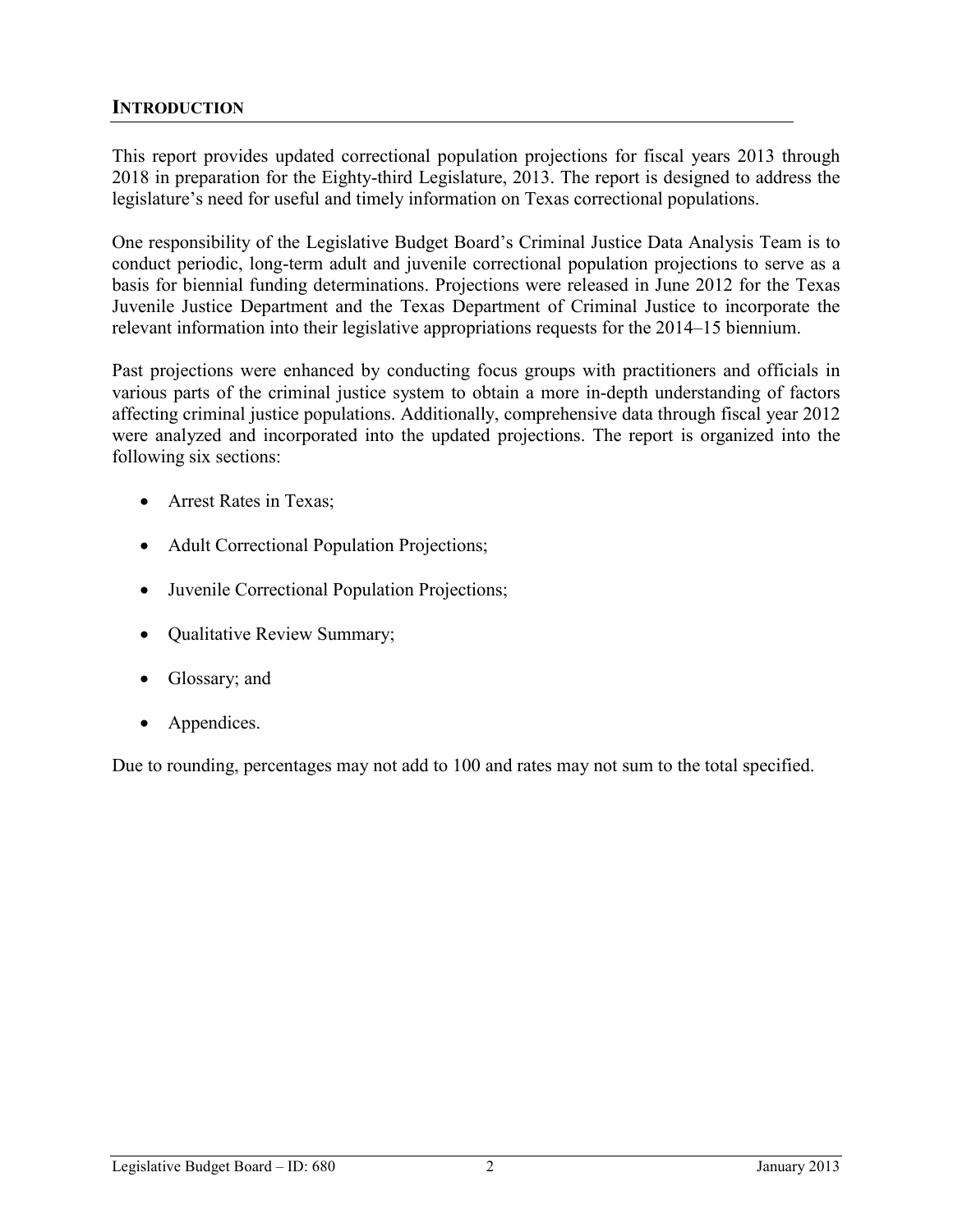## INTRODUCTION

This report provides updated correctional population projections for fiscal years 2013 through 2018 in preparation for the Eighty-third Legislature, 2013. The report is designed to address the legislature's need for useful and timely information on Texas correctional populations.

One responsibility of the Legislative Budget Board's Criminal Justice Data Analysis Team is to conduct periodic, long-term adult and juvenile correctional population projections to serve as a basis for biennial funding determinations. Projections were released in June 2012 for the Texas Juvenile Justice Department and the Texas Department of Criminal Justice to incorporate the relevant information into their legislative appropriations requests for the 2014–15 biennium.

Past projections were enhanced by conducting focus groups with practitioners and officials in various parts of the criminal justice system to obtain a more in-depth understanding of factors affecting criminal justice populations. Additionally, comprehensive data through fiscal year 2012 were analyzed and incorporated into the updated projections. The report is organized into the following six sections:

- Arrest Rates in Texas;
- Adult Correctional Population Projections;
- Juvenile Correctional Population Projections;
- Qualitative Review Summary;
- Glossary; and
- Appendices.

Due to rounding, percentages may not add to 100 and rates may not sum to the total specified.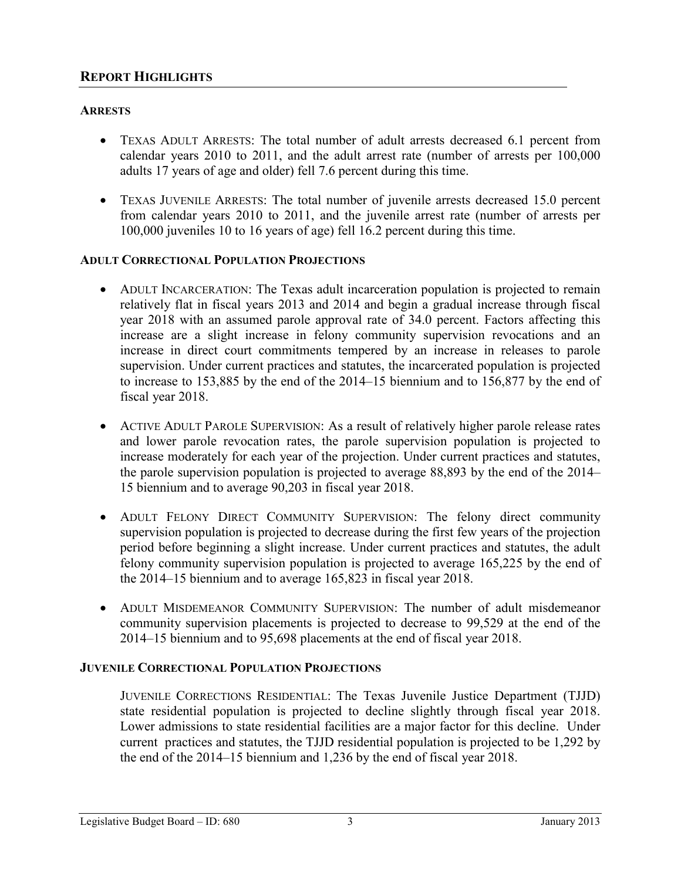## REPORT HIGHLIGHTS

### ARRESTS

- TEXAS ADULT ARRESTS: The total number of adult arrests decreased 6.1 percent from calendar years 2010 to 2011, and the adult arrest rate (number of arrests per 100,000 adults 17 years of age and older) fell 7.6 percent during this time.

- TEXAS JUVENILE ARRESTS: The total number of juvenile arrests decreased 15.0 percent from calendar years 2010 to 2011, and the juvenile arrest rate (number of arrests per 100,000 juveniles 10 to 16 years of age) fell 16.2 percent during this time.

### ADULT CORRECTIONAL POPULATION PROJECTIONS

- ADULT INCARCERATION: The Texas adult incarceration population is projected to remain relatively flat in fiscal years 2013 and 2014 and begin a gradual increase through fiscal year 2018 with an assumed parole approval rate of 34.0 percent. Factors affecting this increase are a slight increase in felony community supervision revocations and an increase in direct court commitments tempered by an increase in releases to parole supervision. Under current practices and statutes, the incarcerated population is projected to increase to 153,885 by the end of the 2014–15 biennium and to 156,877 by the end of fiscal year 2018.

- ACTIVE ADULT PAROLE SUPERVISION: As a result of relatively higher parole release rates and lower parole revocation rates, the parole supervision population is projected to increase moderately for each year of the projection. Under current practices and statutes, the parole supervision population is projected to average 88,893 by the end of the 2014–15 biennium and to average 90,203 in fiscal year 2018.

- ADULT FELONY DIRECT COMMUNITY SUPERVISION: The felony direct community supervision population is projected to decrease during the first few years of the projection period before beginning a slight increase. Under current practices and statutes, the adult felony community supervision population is projected to average 165,225 by the end of the 2014–15 biennium and to average 165,823 in fiscal year 2018.

- ADULT MISDEMEANOR COMMUNITY SUPERVISION: The number of adult misdemeanor community supervision placements is projected to decrease to 99,529 at the end of the 2014–15 biennium and to 95,698 placements at the end of fiscal year 2018.

### JUVENILE CORRECTIONAL POPULATION PROJECTIONS

JUVENILE CORRECTIONS RESIDENTIAL: The Texas Juvenile Justice Department (TJJD) state residential population is projected to decline slightly through fiscal year 2018. Lower admissions to state residential facilities are a major factor for this decline. Under current practices and statutes, the TJJD residential population is projected to be 1,292 by the end of the 2014–15 biennium and 1,236 by the end of fiscal year 2018.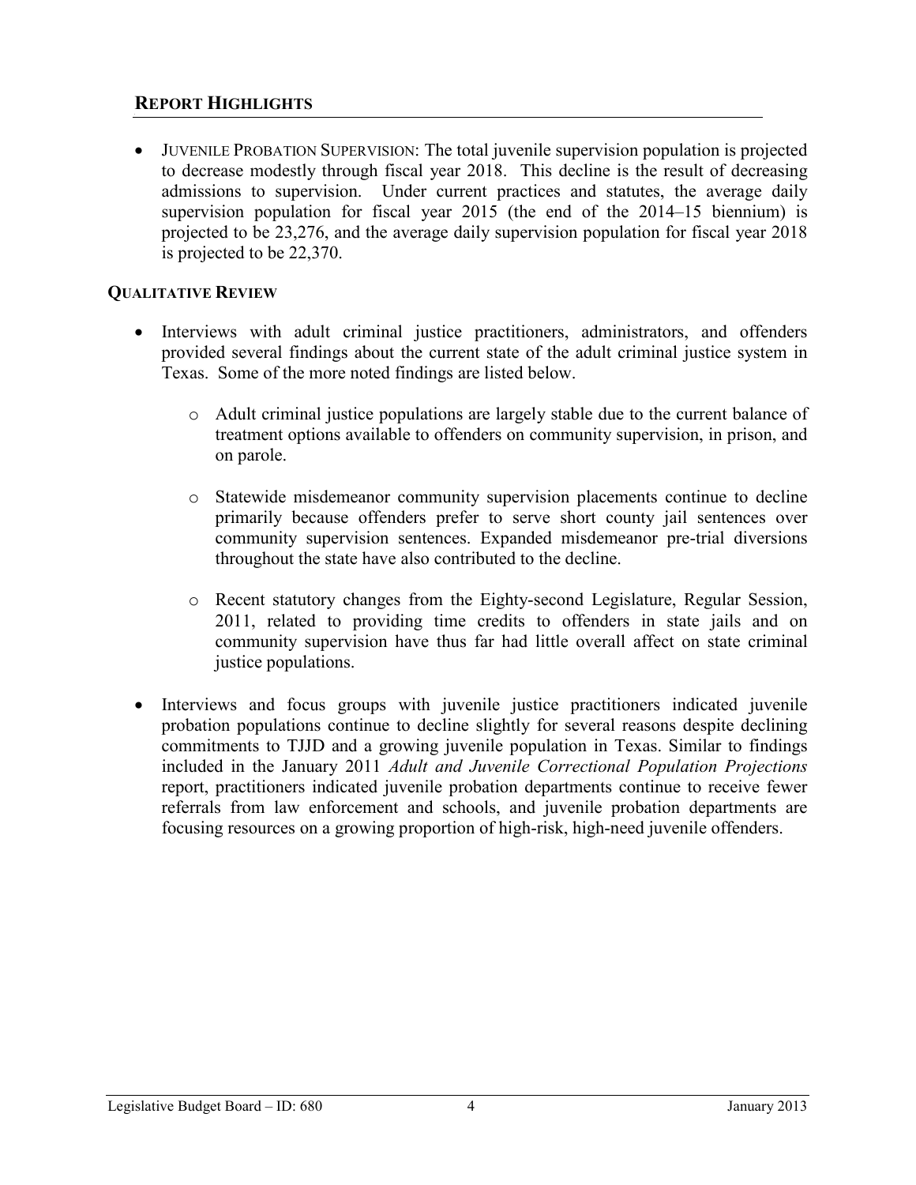## REPORT HIGHLIGHTS

- JUVENILE PROBATION SUPERVISION: The total juvenile supervision population is projected to decrease modestly through fiscal year 2018. This decline is the result of decreasing admissions to supervision. Under current practices and statutes, the average daily supervision population for fiscal year 2015 (the end of the 2014–15 biennium) is projected to be 23,276, and the average daily supervision population for fiscal year 2018 is projected to be 22,370.

### QUALITATIVE REVIEW

- Interviews with adult criminal justice practitioners, administrators, and offenders provided several findings about the current state of the adult criminal justice system in Texas. Some of the more noted findings are listed below.
  - Adult criminal justice populations are largely stable due to the current balance of treatment options available to offenders on community supervision, in prison, and on parole.
  - Statewide misdemeanor community supervision placements continue to decline primarily because offenders prefer to serve short county jail sentences over community supervision sentences. Expanded misdemeanor pre-trial diversions throughout the state have also contributed to the decline.
  - Recent statutory changes from the Eighty-second Legislature, Regular Session, 2011, related to providing time credits to offenders in state jails and on community supervision have thus far had little overall affect on state criminal justice populations.
- Interviews and focus groups with juvenile justice practitioners indicated juvenile probation populations continue to decline slightly for several reasons despite declining commitments to TJJD and a growing juvenile population in Texas. Similar to findings included in the January 2011 *Adult and Juvenile Correctional Population Projections* report, practitioners indicated juvenile probation departments continue to receive fewer referrals from law enforcement and schools, and juvenile probation departments are focusing resources on a growing proportion of high-risk, high-need juvenile offenders.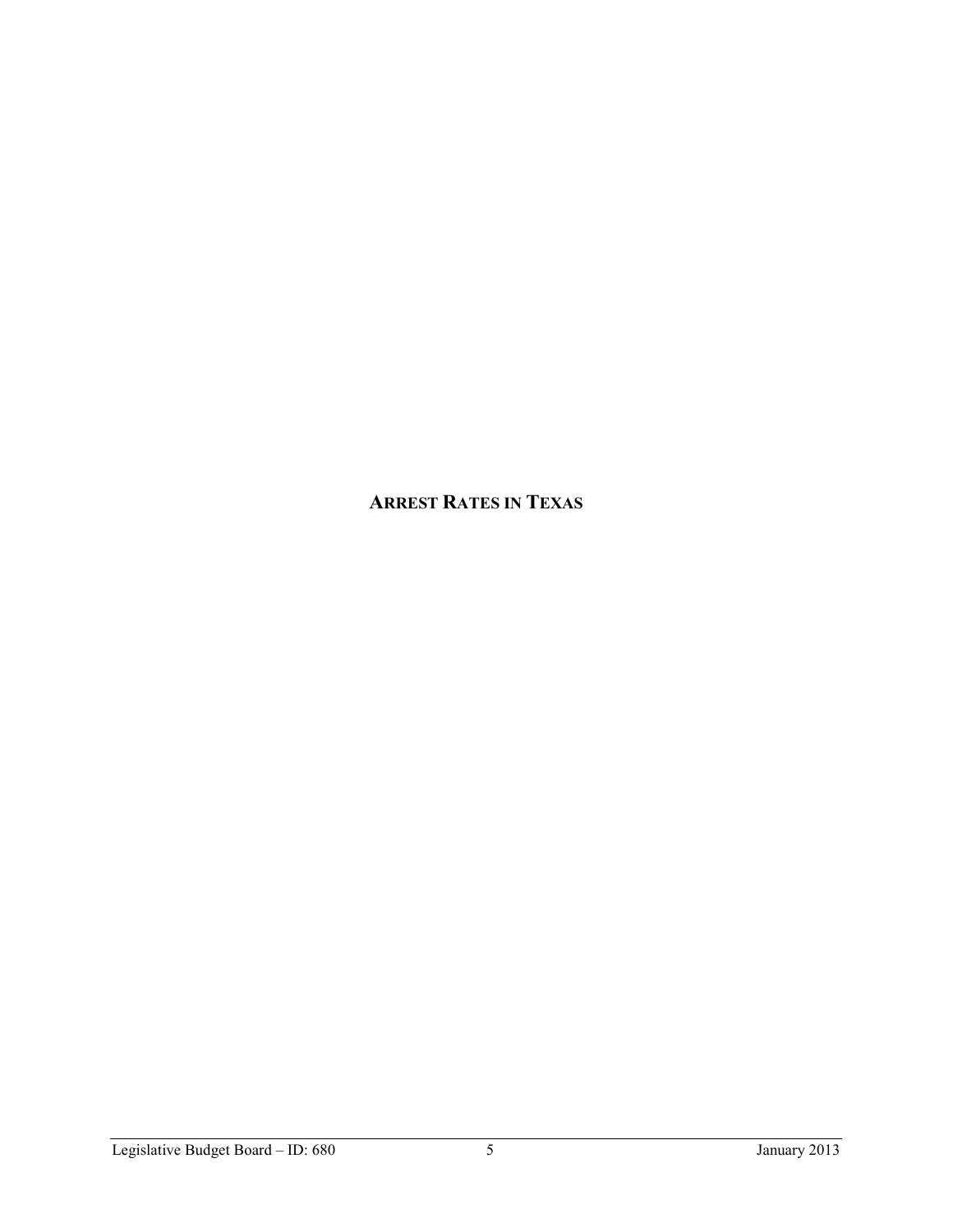# ARREST RATES IN TEXAS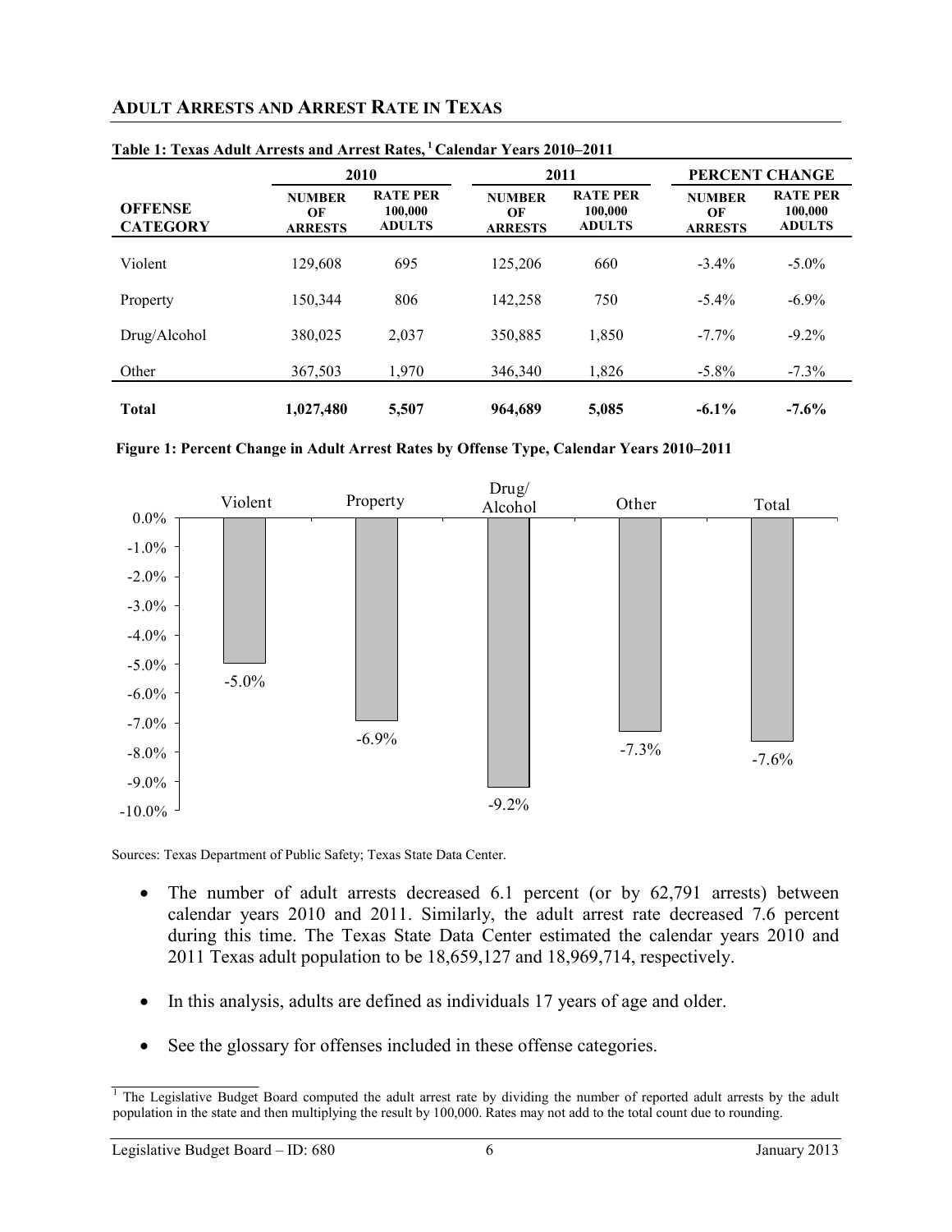## ADULT ARRESTS AND ARREST RATE IN TEXAS

**Table 1: Texas Adult Arrests and Arrest Rates,[1] Calendar Years 2010–2011**

| OFFENSE CATEGORY | 2010 | | 2011 | | PERCENT CHANGE | |
|---|---|---|---|---|---|---|
| | NUMBER OF ARRESTS | RATE PER 100,000 ADULTS | NUMBER OF ARRESTS | RATE PER 100,000 ADULTS | NUMBER OF ARRESTS | RATE PER 100,000 ADULTS |
| Violent | 129,608 | 695 | 125,206 | 660 | -3.4% | -5.0% |
| Property | 150,344 | 806 | 142,258 | 750 | -5.4% | -6.9% |
| Drug/Alcohol | 380,025 | 2,037 | 350,885 | 1,850 | -7.7% | -9.2% |
| Other | 367,503 | 1,970 | 346,340 | 1,826 | -5.8% | -7.3% |
| **Total** | **1,027,480** | **5,507** | **964,689** | **5,085** | **-6.1%** | **-7.6%** |

**Figure 1: Percent Change in Adult Arrest Rates by Offense Type, Calendar Years 2010–2011**

| Violent | Property | Drug/Alcohol | Other | Total |
|---|---|---|---|---|
| -5.0% | -6.9% | -9.2% | -7.3% | -7.6% |

Sources: Texas Department of Public Safety; Texas State Data Center.

- The number of adult arrests decreased 6.1 percent (or by 62,791 arrests) between calendar years 2010 and 2011. Similarly, the adult arrest rate decreased 7.6 percent during this time. The Texas State Data Center estimated the calendar years 2010 and 2011 Texas adult population to be 18,659,127 and 18,969,714, respectively.
- In this analysis, adults are defined as individuals 17 years of age and older.
- See the glossary for offenses included in these offense categories.

[1] The Legislative Budget Board computed the adult arrest rate by dividing the number of reported adult arrests by the adult population in the state and then multiplying the result by 100,000. Rates may not add to the total count due to rounding.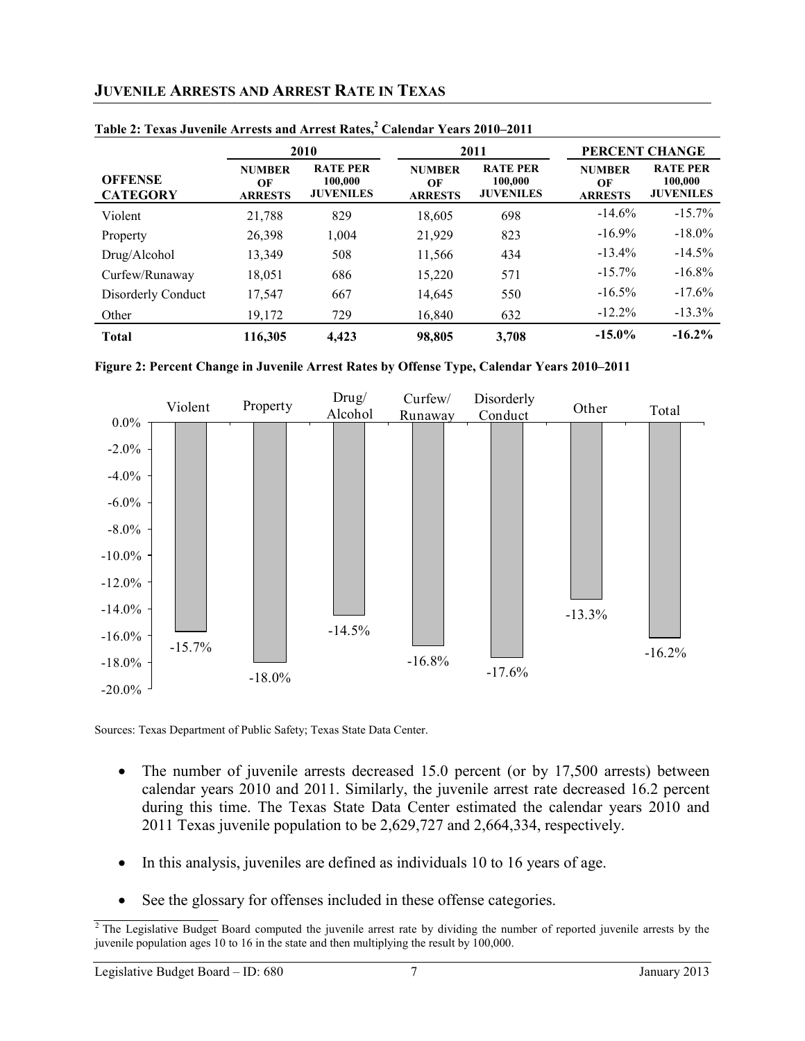## JUVENILE ARRESTS AND ARREST RATE IN TEXAS

**Table 2: Texas Juvenile Arrests and Arrest Rates,[2] Calendar Years 2010–2011**

| OFFENSE CATEGORY | 2010 | | 2011 | | PERCENT CHANGE | |
|---|---|---|---|---|---|---|
| | NUMBER OF ARRESTS | RATE PER 100,000 JUVENILES | NUMBER OF ARRESTS | RATE PER 100,000 JUVENILES | NUMBER OF ARRESTS | RATE PER 100,000 JUVENILES |
| Violent | 21,788 | 829 | 18,605 | 698 | -14.6% | -15.7% |
| Property | 26,398 | 1,004 | 21,929 | 823 | -16.9% | -18.0% |
| Drug/Alcohol | 13,349 | 508 | 11,566 | 434 | -13.4% | -14.5% |
| Curfew/Runaway | 18,051 | 686 | 15,220 | 571 | -15.7% | -16.8% |
| Disorderly Conduct | 17,547 | 667 | 14,645 | 550 | -16.5% | -17.6% |
| Other | 19,172 | 729 | 16,840 | 632 | -12.2% | -13.3% |
| **Total** | **116,305** | **4,423** | **98,805** | **3,708** | **-15.0%** | **-16.2%** |

**Figure 2: Percent Change in Juvenile Arrest Rates by Offense Type, Calendar Years 2010–2011**

| Offense Type | Percent Change |
|---|---|
| Violent | -15.7% |
| Property | -18.0% |
| Drug/Alcohol | -14.5% |
| Curfew/Runaway | -16.8% |
| Disorderly Conduct | -17.6% |
| Other | -13.3% |
| Total | -16.2% |

Sources: Texas Department of Public Safety; Texas State Data Center.

- The number of juvenile arrests decreased 15.0 percent (or by 17,500 arrests) between calendar years 2010 and 2011. Similarly, the juvenile arrest rate decreased 16.2 percent during this time. The Texas State Data Center estimated the calendar years 2010 and 2011 Texas juvenile population to be 2,629,727 and 2,664,334, respectively.
- In this analysis, juveniles are defined as individuals 10 to 16 years of age.
- See the glossary for offenses included in these offense categories.

[2] The Legislative Budget Board computed the juvenile arrest rate by dividing the number of reported juvenile arrests by the juvenile population ages 10 to 16 in the state and then multiplying the result by 100,000.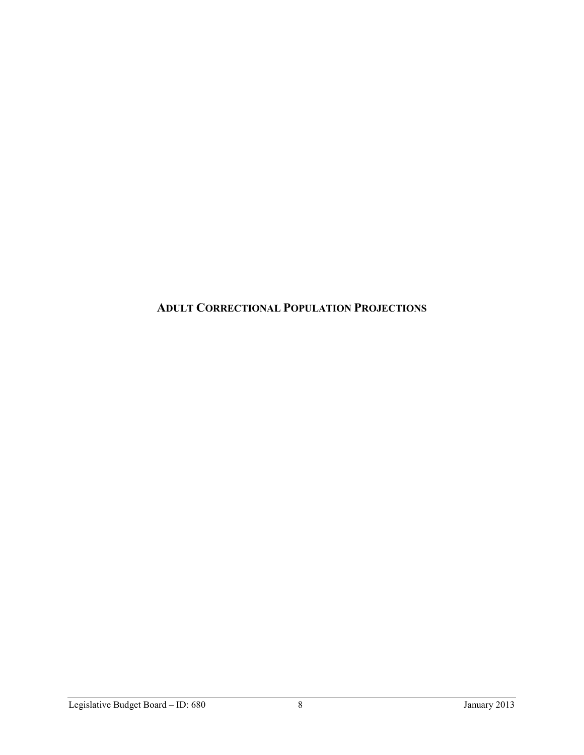# ADULT CORRECTIONAL POPULATION PROJECTIONS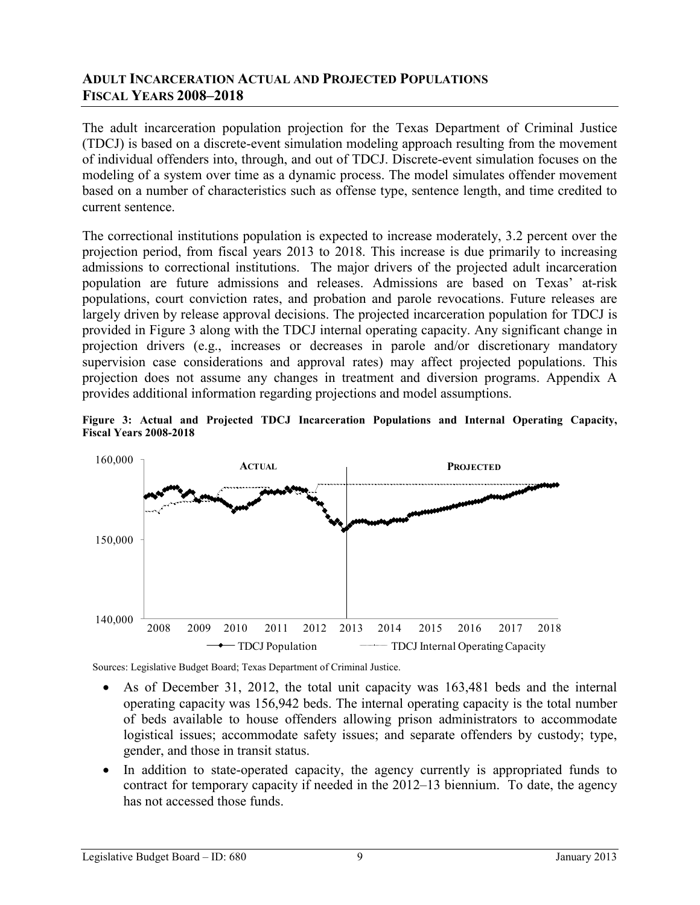## Adult Incarceration Actual and Projected Populations Fiscal Years 2008–2018

The adult incarceration population projection for the Texas Department of Criminal Justice (TDCJ) is based on a discrete-event simulation modeling approach resulting from the movement of individual offenders into, through, and out of TDCJ. Discrete-event simulation focuses on the modeling of a system over time as a dynamic process. The model simulates offender movement based on a number of characteristics such as offense type, sentence length, and time credited to current sentence.

The correctional institutions population is expected to increase moderately, 3.2 percent over the projection period, from fiscal years 2013 to 2018. This increase is due primarily to increasing admissions to correctional institutions. The major drivers of the projected adult incarceration population are future admissions and releases. Admissions are based on Texas' at-risk populations, court conviction rates, and probation and parole revocations. Future releases are largely driven by release approval decisions. The projected incarceration population for TDCJ is provided in Figure 3 along with the TDCJ internal operating capacity. Any significant change in projection drivers (e.g., increases or decreases in parole and/or discretionary mandatory supervision case considerations and approval rates) may affect projected populations. This projection does not assume any changes in treatment and diversion programs. Appendix A provides additional information regarding projections and model assumptions.

**Figure 3: Actual and Projected TDCJ Incarceration Populations and Internal Operating Capacity, Fiscal Years 2008-2018**

Sources: Legislative Budget Board; Texas Department of Criminal Justice.

- As of December 31, 2012, the total unit capacity was 163,481 beds and the internal operating capacity was 156,942 beds. The internal operating capacity is the total number of beds available to house offenders allowing prison administrators to accommodate logistical issues; accommodate safety issues; and separate offenders by custody; type, gender, and those in transit status.
- In addition to state-operated capacity, the agency currently is appropriated funds to contract for temporary capacity if needed in the 2012–13 biennium. To date, the agency has not accessed those funds.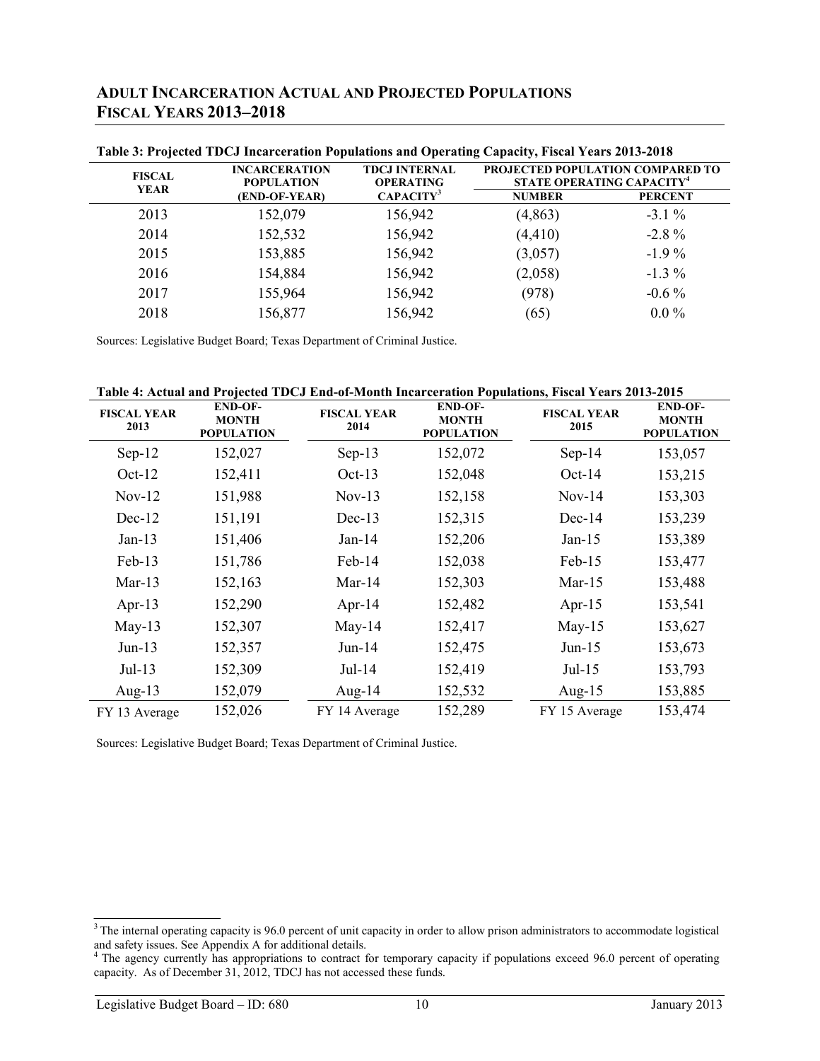## Adult Incarceration Actual and Projected Populations Fiscal Years 2013–2018

**Table 3: Projected TDCJ Incarceration Populations and Operating Capacity, Fiscal Years 2013-2018**

| FISCAL YEAR | INCARCERATION POPULATION (END-OF-YEAR) | TDCJ INTERNAL OPERATING CAPACITY[3] | PROJECTED POPULATION COMPARED TO STATE OPERATING CAPACITY[4] | |
|---|---|---|---|---|
| | | | NUMBER | PERCENT |
| 2013 | 152,079 | 156,942 | (4,863) | -3.1 % |
| 2014 | 152,532 | 156,942 | (4,410) | -2.8 % |
| 2015 | 153,885 | 156,942 | (3,057) | -1.9 % |
| 2016 | 154,884 | 156,942 | (2,058) | -1.3 % |
| 2017 | 155,964 | 156,942 | (978) | -0.6 % |
| 2018 | 156,877 | 156,942 | (65) | 0.0 % |

Sources: Legislative Budget Board; Texas Department of Criminal Justice.

**Table 4: Actual and Projected TDCJ End-of-Month Incarceration Populations, Fiscal Years 2013-2015**

| FISCAL YEAR 2013 | END-OF-MONTH POPULATION | FISCAL YEAR 2014 | END-OF-MONTH POPULATION | FISCAL YEAR 2015 | END-OF-MONTH POPULATION |
|---|---|---|---|---|---|
| Sep-12 | 152,027 | Sep-13 | 152,072 | Sep-14 | 153,057 |
| Oct-12 | 152,411 | Oct-13 | 152,048 | Oct-14 | 153,215 |
| Nov-12 | 151,988 | Nov-13 | 152,158 | Nov-14 | 153,303 |
| Dec-12 | 151,191 | Dec-13 | 152,315 | Dec-14 | 153,239 |
| Jan-13 | 151,406 | Jan-14 | 152,206 | Jan-15 | 153,389 |
| Feb-13 | 151,786 | Feb-14 | 152,038 | Feb-15 | 153,477 |
| Mar-13 | 152,163 | Mar-14 | 152,303 | Mar-15 | 153,488 |
| Apr-13 | 152,290 | Apr-14 | 152,482 | Apr-15 | 153,541 |
| May-13 | 152,307 | May-14 | 152,417 | May-15 | 153,627 |
| Jun-13 | 152,357 | Jun-14 | 152,475 | Jun-15 | 153,673 |
| Jul-13 | 152,309 | Jul-14 | 152,419 | Jul-15 | 153,793 |
| Aug-13 | 152,079 | Aug-14 | 152,532 | Aug-15 | 153,885 |
| FY 13 Average | 152,026 | FY 14 Average | 152,289 | FY 15 Average | 153,474 |

Sources: Legislative Budget Board; Texas Department of Criminal Justice.

[3] The internal operating capacity is 96.0 percent of unit capacity in order to allow prison administrators to accommodate logistical and safety issues. See Appendix A for additional details.

[4] The agency currently has appropriations to contract for temporary capacity if populations exceed 96.0 percent of operating capacity. As of December 31, 2012, TDCJ has not accessed these funds.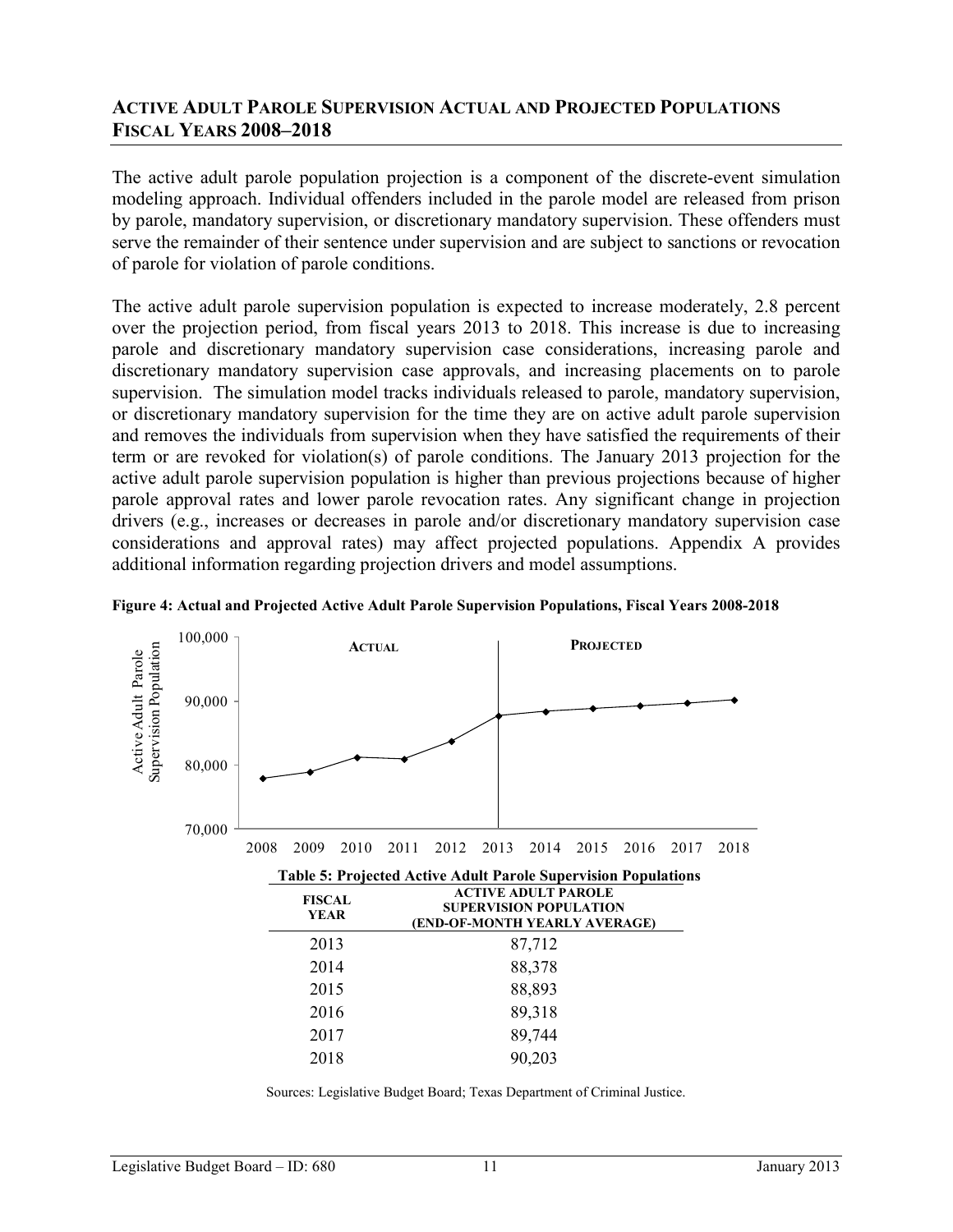## Active Adult Parole Supervision Actual and Projected Populations Fiscal Years 2008–2018

The active adult parole population projection is a component of the discrete-event simulation modeling approach. Individual offenders included in the parole model are released from prison by parole, mandatory supervision, or discretionary mandatory supervision. These offenders must serve the remainder of their sentence under supervision and are subject to sanctions or revocation of parole for violation of parole conditions.

The active adult parole supervision population is expected to increase moderately, 2.8 percent over the projection period, from fiscal years 2013 to 2018. This increase is due to increasing parole and discretionary mandatory supervision case considerations, increasing parole and discretionary mandatory supervision case approvals, and increasing placements on to parole supervision. The simulation model tracks individuals released to parole, mandatory supervision, or discretionary mandatory supervision for the time they are on active adult parole supervision and removes the individuals from supervision when they have satisfied the requirements of their term or are revoked for violation(s) of parole conditions. The January 2013 projection for the active adult parole supervision population is higher than previous projections because of higher parole approval rates and lower parole revocation rates. Any significant change in projection drivers (e.g., increases or decreases in parole and/or discretionary mandatory supervision case considerations and approval rates) may affect projected populations. Appendix A provides additional information regarding projection drivers and model assumptions.

**Figure 4: Actual and Projected Active Adult Parole Supervision Populations, Fiscal Years 2008-2018**

**Table 5: Projected Active Adult Parole Supervision Populations**

| FISCAL YEAR | ACTIVE ADULT PAROLE SUPERVISION POPULATION (END-OF-MONTH YEARLY AVERAGE) |
|---|---|
| 2013 | 87,712 |
| 2014 | 88,378 |
| 2015 | 88,893 |
| 2016 | 89,318 |
| 2017 | 89,744 |
| 2018 | 90,203 |

Sources: Legislative Budget Board; Texas Department of Criminal Justice.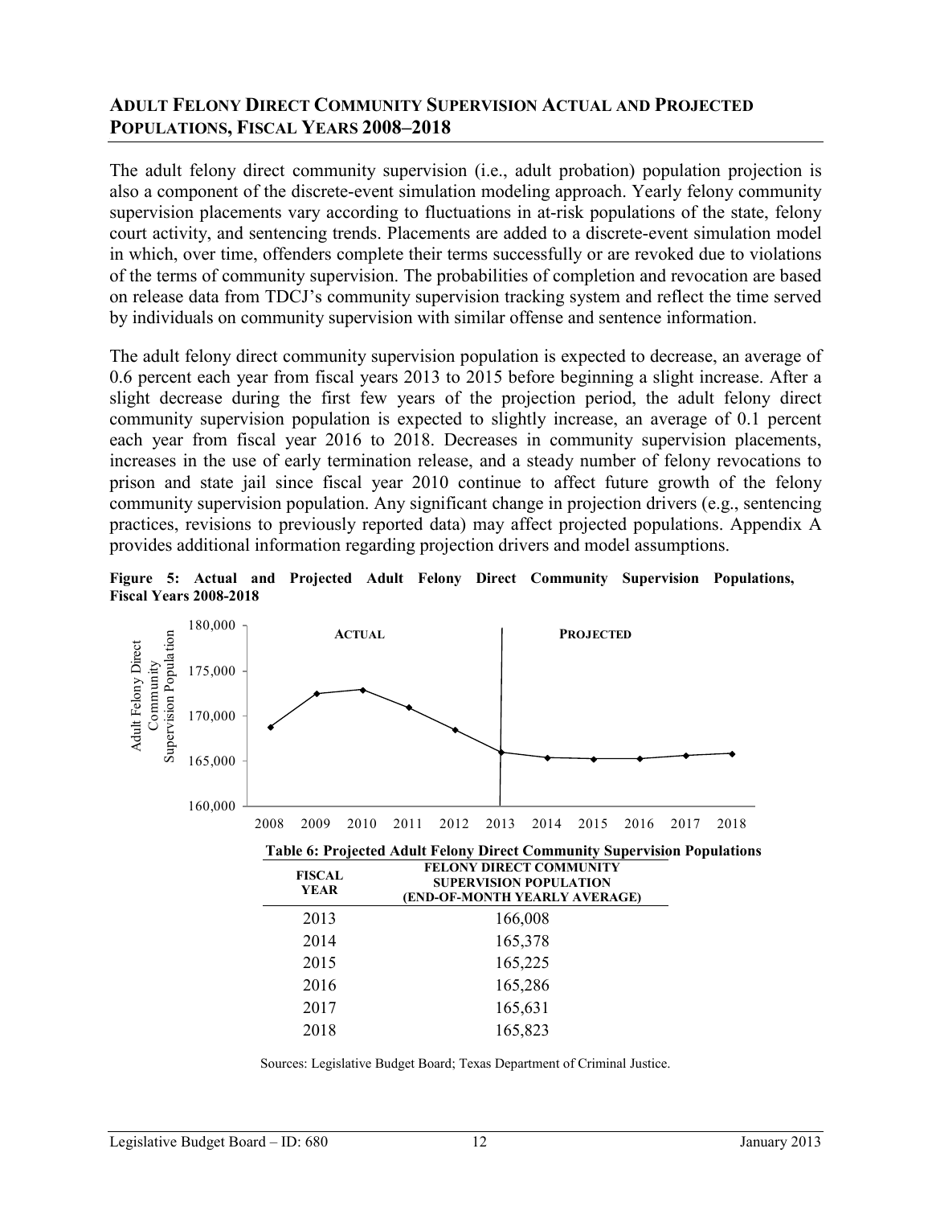## Adult Felony Direct Community Supervision Actual and Projected Populations, Fiscal Years 2008–2018

The adult felony direct community supervision (i.e., adult probation) population projection is also a component of the discrete-event simulation modeling approach. Yearly felony community supervision placements vary according to fluctuations in at-risk populations of the state, felony court activity, and sentencing trends. Placements are added to a discrete-event simulation model in which, over time, offenders complete their terms successfully or are revoked due to violations of the terms of community supervision. The probabilities of completion and revocation are based on release data from TDCJ's community supervision tracking system and reflect the time served by individuals on community supervision with similar offense and sentence information.

The adult felony direct community supervision population is expected to decrease, an average of 0.6 percent each year from fiscal years 2013 to 2015 before beginning a slight increase. After a slight decrease during the first few years of the projection period, the adult felony direct community supervision population is expected to slightly increase, an average of 0.1 percent each year from fiscal year 2016 to 2018. Decreases in community supervision placements, increases in the use of early termination release, and a steady number of felony revocations to prison and state jail since fiscal year 2010 continue to affect future growth of the felony community supervision population. Any significant change in projection drivers (e.g., sentencing practices, revisions to previously reported data) may affect projected populations. Appendix A provides additional information regarding projection drivers and model assumptions.

**Figure 5: Actual and Projected Adult Felony Direct Community Supervision Populations, Fiscal Years 2008-2018**

**Table 6: Projected Adult Felony Direct Community Supervision Populations**

| FISCAL YEAR | FELONY DIRECT COMMUNITY SUPERVISION POPULATION (END-OF-MONTH YEARLY AVERAGE) |
|---|---|
| 2013 | 166,008 |
| 2014 | 165,378 |
| 2015 | 165,225 |
| 2016 | 165,286 |
| 2017 | 165,631 |
| 2018 | 165,823 |

Sources: Legislative Budget Board; Texas Department of Criminal Justice.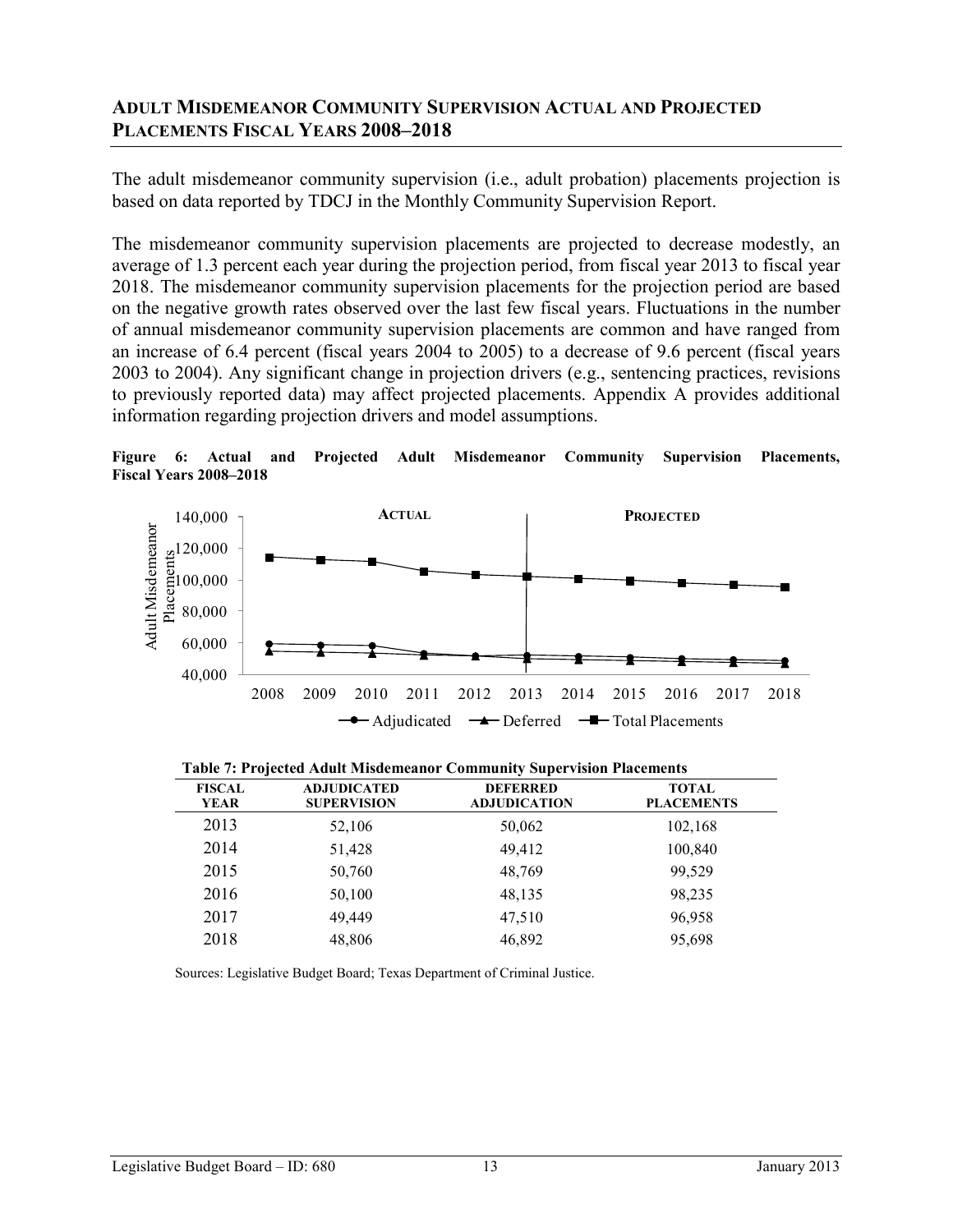## Adult Misdemeanor Community Supervision Actual and Projected Placements Fiscal Years 2008–2018

The adult misdemeanor community supervision (i.e., adult probation) placements projection is based on data reported by TDCJ in the Monthly Community Supervision Report.

The misdemeanor community supervision placements are projected to decrease modestly, an average of 1.3 percent each year during the projection period, from fiscal year 2013 to fiscal year 2018. The misdemeanor community supervision placements for the projection period are based on the negative growth rates observed over the last few fiscal years. Fluctuations in the number of annual misdemeanor community supervision placements are common and have ranged from an increase of 6.4 percent (fiscal years 2004 to 2005) to a decrease of 9.6 percent (fiscal years 2003 to 2004). Any significant change in projection drivers (e.g., sentencing practices, revisions to previously reported data) may affect projected placements. Appendix A provides additional information regarding projection drivers and model assumptions.

**Figure 6: Actual and Projected Adult Misdemeanor Community Supervision Placements, Fiscal Years 2008–2018**

**Table 7: Projected Adult Misdemeanor Community Supervision Placements**

| FISCAL YEAR | ADJUDICATED SUPERVISION | DEFERRED ADJUDICATION | TOTAL PLACEMENTS |
|---|---|---|---|
| 2013 | 52,106 | 50,062 | 102,168 |
| 2014 | 51,428 | 49,412 | 100,840 |
| 2015 | 50,760 | 48,769 | 99,529 |
| 2016 | 50,100 | 48,135 | 98,235 |
| 2017 | 49,449 | 47,510 | 96,958 |
| 2018 | 48,806 | 46,892 | 95,698 |

Sources: Legislative Budget Board; Texas Department of Criminal Justice.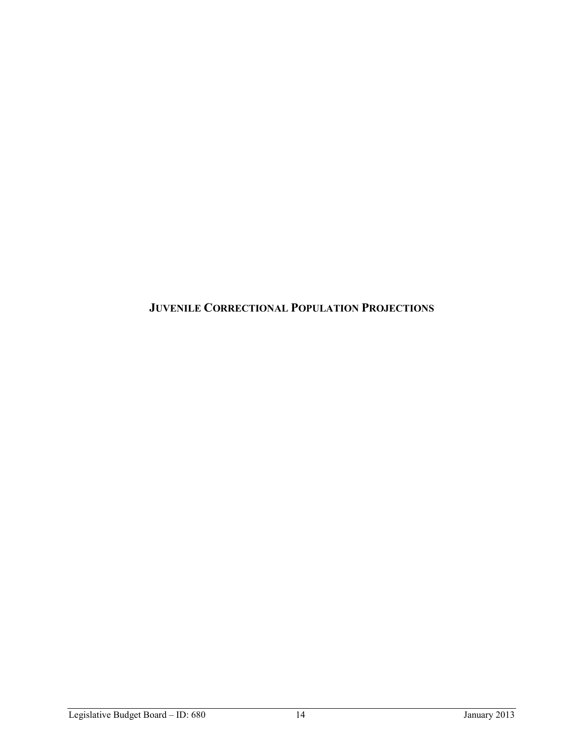# JUVENILE CORRECTIONAL POPULATION PROJECTIONS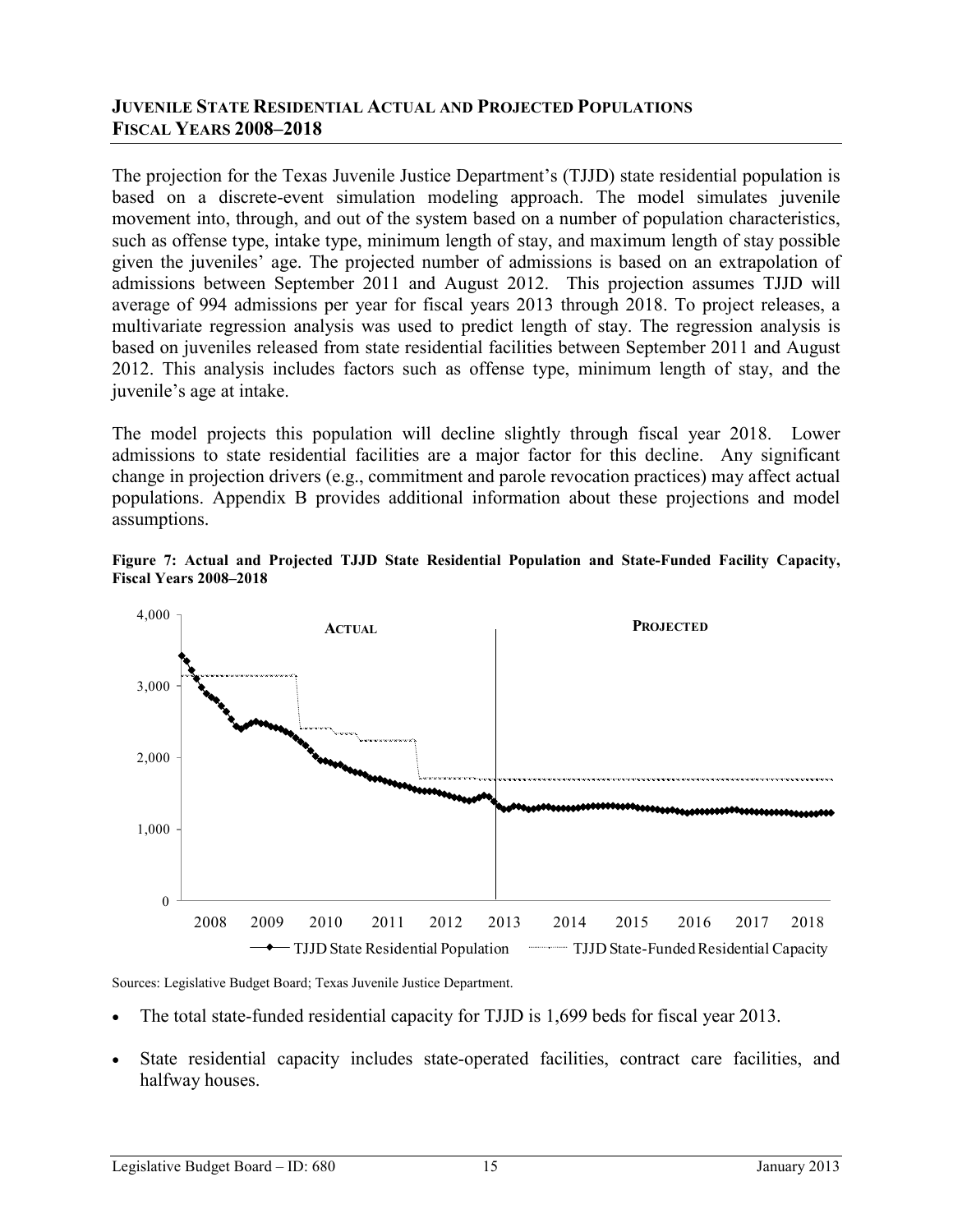## JUVENILE STATE RESIDENTIAL ACTUAL AND PROJECTED POPULATIONS FISCAL YEARS 2008–2018

The projection for the Texas Juvenile Justice Department's (TJJD) state residential population is based on a discrete-event simulation modeling approach. The model simulates juvenile movement into, through, and out of the system based on a number of population characteristics, such as offense type, intake type, minimum length of stay, and maximum length of stay possible given the juveniles' age. The projected number of admissions is based on an extrapolation of admissions between September 2011 and August 2012. This projection assumes TJJD will average of 994 admissions per year for fiscal years 2013 through 2018. To project releases, a multivariate regression analysis was used to predict length of stay. The regression analysis is based on juveniles released from state residential facilities between September 2011 and August 2012. This analysis includes factors such as offense type, minimum length of stay, and the juvenile's age at intake.

The model projects this population will decline slightly through fiscal year 2018. Lower admissions to state residential facilities are a major factor for this decline. Any significant change in projection drivers (e.g., commitment and parole revocation practices) may affect actual populations. Appendix B provides additional information about these projections and model assumptions.

**Figure 7: Actual and Projected TJJD State Residential Population and State-Funded Facility Capacity, Fiscal Years 2008–2018**

Sources: Legislative Budget Board; Texas Juvenile Justice Department.

- The total state-funded residential capacity for TJJD is 1,699 beds for fiscal year 2013.
- State residential capacity includes state-operated facilities, contract care facilities, and halfway houses.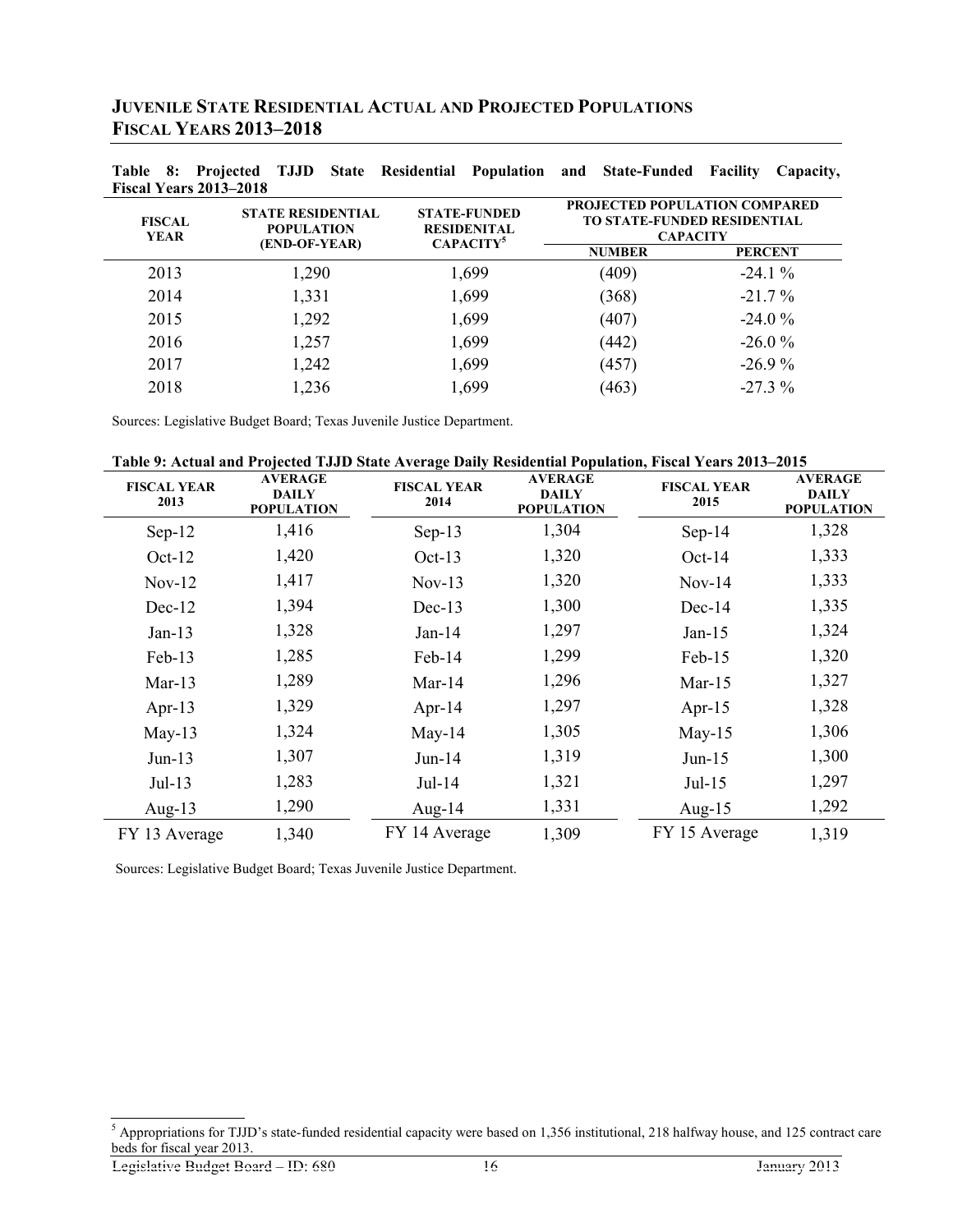## JUVENILE STATE RESIDENTIAL ACTUAL AND PROJECTED POPULATIONS FISCAL YEARS 2013–2018

**Table 8: Projected TJJD State Residential Population and State-Funded Facility Capacity, Fiscal Years 2013–2018**

| FISCAL YEAR | STATE RESIDENTIAL POPULATION (END-OF-YEAR) | STATE-FUNDED RESIDENITAL CAPACITY[5] | PROJECTED POPULATION COMPARED TO STATE-FUNDED RESIDENTIAL CAPACITY | |
|---|---|---|---|---|
| | | | NUMBER | PERCENT |
| 2013 | 1,290 | 1,699 | (409) | -24.1 % |
| 2014 | 1,331 | 1,699 | (368) | -21.7 % |
| 2015 | 1,292 | 1,699 | (407) | -24.0 % |
| 2016 | 1,257 | 1,699 | (442) | -26.0 % |
| 2017 | 1,242 | 1,699 | (457) | -26.9 % |
| 2018 | 1,236 | 1,699 | (463) | -27.3 % |

Sources: Legislative Budget Board; Texas Juvenile Justice Department.

**Table 9: Actual and Projected TJJD State Average Daily Residential Population, Fiscal Years 2013–2015**

| FISCAL YEAR 2013 | AVERAGE DAILY POPULATION | FISCAL YEAR 2014 | AVERAGE DAILY POPULATION | FISCAL YEAR 2015 | AVERAGE DAILY POPULATION |
|---|---|---|---|---|---|
| Sep-12 | 1,416 | Sep-13 | 1,304 | Sep-14 | 1,328 |
| Oct-12 | 1,420 | Oct-13 | 1,320 | Oct-14 | 1,333 |
| Nov-12 | 1,417 | Nov-13 | 1,320 | Nov-14 | 1,333 |
| Dec-12 | 1,394 | Dec-13 | 1,300 | Dec-14 | 1,335 |
| Jan-13 | 1,328 | Jan-14 | 1,297 | Jan-15 | 1,324 |
| Feb-13 | 1,285 | Feb-14 | 1,299 | Feb-15 | 1,320 |
| Mar-13 | 1,289 | Mar-14 | 1,296 | Mar-15 | 1,327 |
| Apr-13 | 1,329 | Apr-14 | 1,297 | Apr-15 | 1,328 |
| May-13 | 1,324 | May-14 | 1,305 | May-15 | 1,306 |
| Jun-13 | 1,307 | Jun-14 | 1,319 | Jun-15 | 1,300 |
| Jul-13 | 1,283 | Jul-14 | 1,321 | Jul-15 | 1,297 |
| Aug-13 | 1,290 | Aug-14 | 1,331 | Aug-15 | 1,292 |
| FY 13 Average | 1,340 | FY 14 Average | 1,309 | FY 15 Average | 1,319 |

Sources: Legislative Budget Board; Texas Juvenile Justice Department.

[5] Appropriations for TJJD's state-funded residential capacity were based on 1,356 institutional, 218 halfway house, and 125 contract care beds for fiscal year 2013.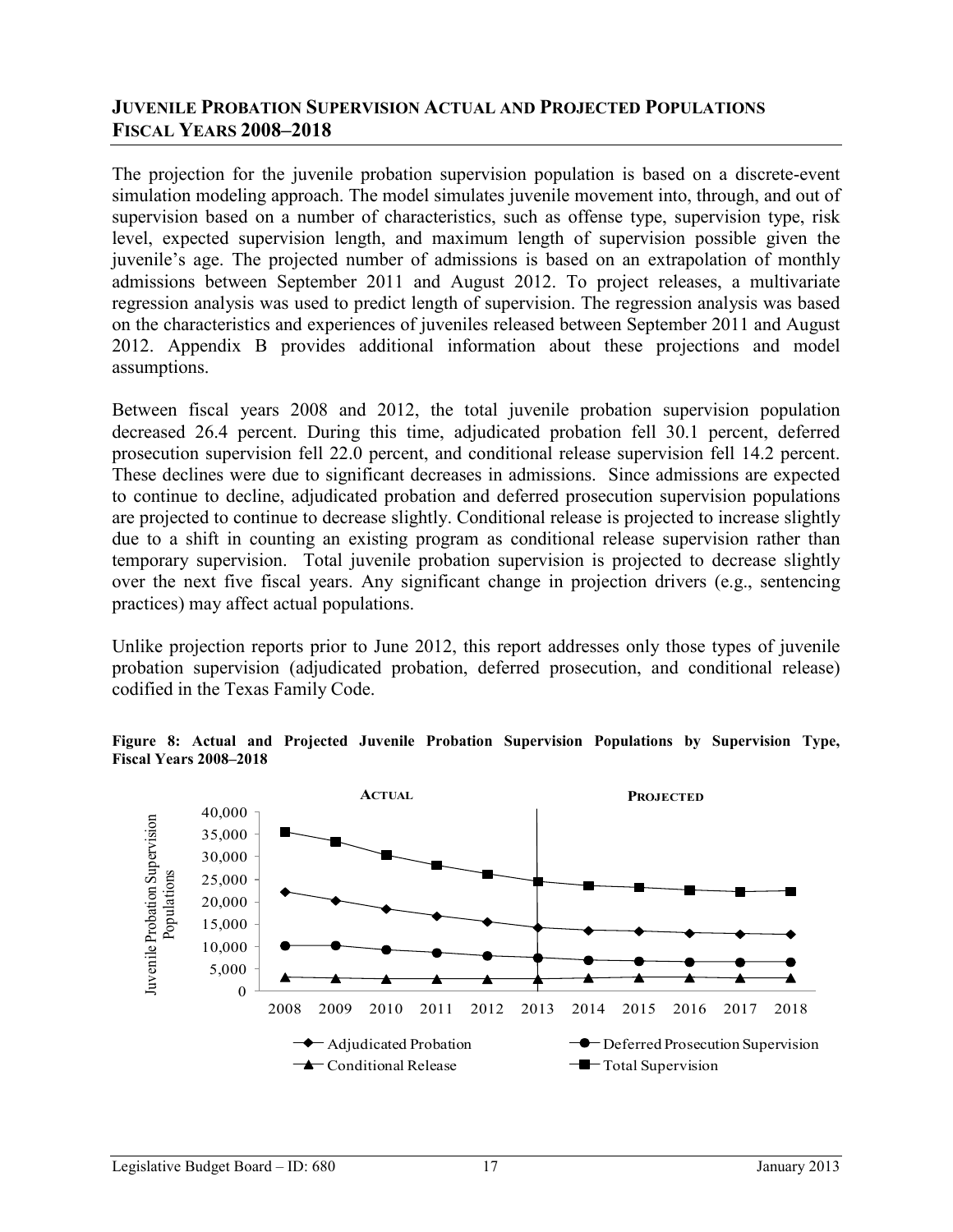## JUVENILE PROBATION SUPERVISION ACTUAL AND PROJECTED POPULATIONS FISCAL YEARS 2008–2018

The projection for the juvenile probation supervision population is based on a discrete-event simulation modeling approach. The model simulates juvenile movement into, through, and out of supervision based on a number of characteristics, such as offense type, supervision type, risk level, expected supervision length, and maximum length of supervision possible given the juvenile's age. The projected number of admissions is based on an extrapolation of monthly admissions between September 2011 and August 2012. To project releases, a multivariate regression analysis was used to predict length of supervision. The regression analysis was based on the characteristics and experiences of juveniles released between September 2011 and August 2012. Appendix B provides additional information about these projections and model assumptions.

Between fiscal years 2008 and 2012, the total juvenile probation supervision population decreased 26.4 percent. During this time, adjudicated probation fell 30.1 percent, deferred prosecution supervision fell 22.0 percent, and conditional release supervision fell 14.2 percent. These declines were due to significant decreases in admissions. Since admissions are expected to continue to decline, adjudicated probation and deferred prosecution supervision populations are projected to continue to decrease slightly. Conditional release is projected to increase slightly due to a shift in counting an existing program as conditional release supervision rather than temporary supervision. Total juvenile probation supervision is projected to decrease slightly over the next five fiscal years. Any significant change in projection drivers (e.g., sentencing practices) may affect actual populations.

Unlike projection reports prior to June 2012, this report addresses only those types of juvenile probation supervision (adjudicated probation, deferred prosecution, and conditional release) codified in the Texas Family Code.

**Figure 8: Actual and Projected Juvenile Probation Supervision Populations by Supervision Type, Fiscal Years 2008–2018**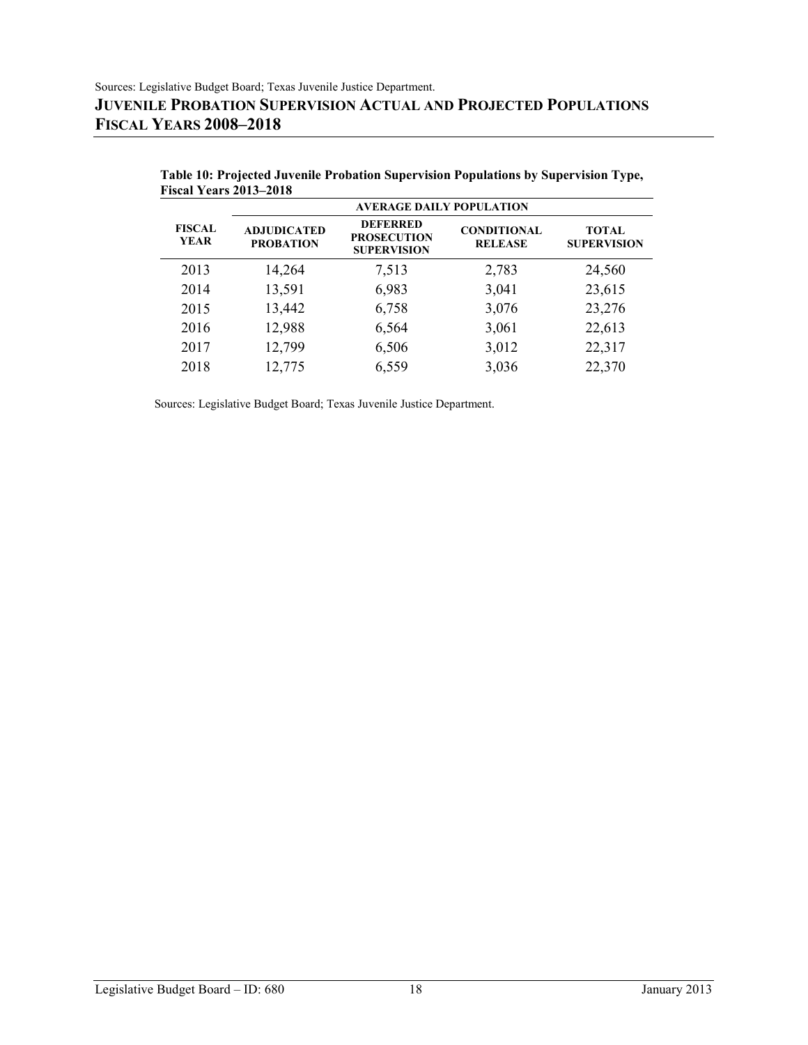Sources: Legislative Budget Board; Texas Juvenile Justice Department.

## JUVENILE PROBATION SUPERVISION ACTUAL AND PROJECTED POPULATIONS FISCAL YEARS 2008–2018

**Table 10: Projected Juvenile Probation Supervision Populations by Supervision Type, Fiscal Years 2013–2018**

| | AVERAGE DAILY POPULATION | | | |
|---|---|---|---|---|
| FISCAL YEAR | ADJUDICATED PROBATION | DEFERRED PROSECUTION SUPERVISION | CONDITIONAL RELEASE | TOTAL SUPERVISION |
| 2013 | 14,264 | 7,513 | 2,783 | 24,560 |
| 2014 | 13,591 | 6,983 | 3,041 | 23,615 |
| 2015 | 13,442 | 6,758 | 3,076 | 23,276 |
| 2016 | 12,988 | 6,564 | 3,061 | 22,613 |
| 2017 | 12,799 | 6,506 | 3,012 | 22,317 |
| 2018 | 12,775 | 6,559 | 3,036 | 22,370 |

Sources: Legislative Budget Board; Texas Juvenile Justice Department.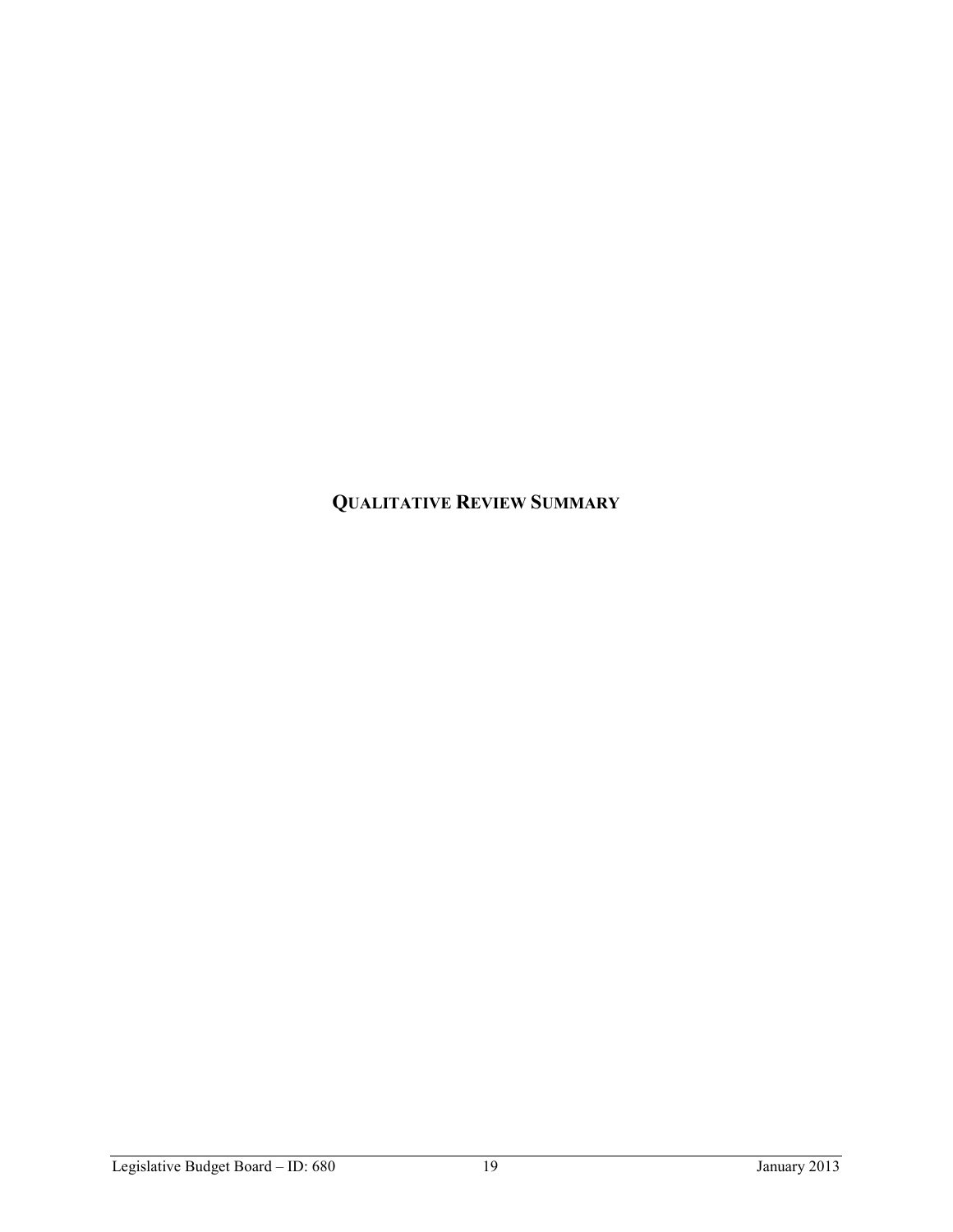# QUALITATIVE REVIEW SUMMARY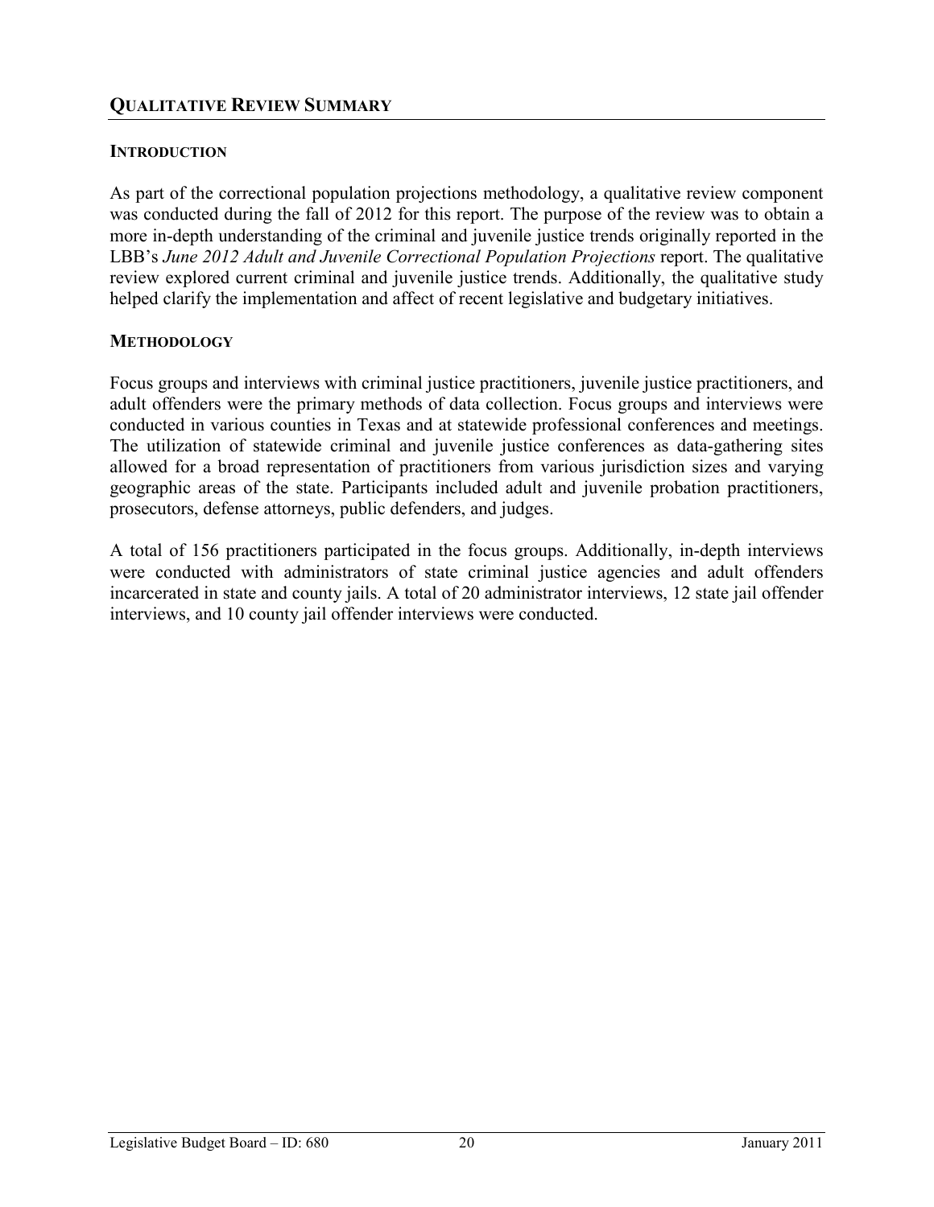## QUALITATIVE REVIEW SUMMARY

### INTRODUCTION

As part of the correctional population projections methodology, a qualitative review component was conducted during the fall of 2012 for this report. The purpose of the review was to obtain a more in-depth understanding of the criminal and juvenile justice trends originally reported in the LBB's *June 2012 Adult and Juvenile Correctional Population Projections* report. The qualitative review explored current criminal and juvenile justice trends. Additionally, the qualitative study helped clarify the implementation and affect of recent legislative and budgetary initiatives.

### METHODOLOGY

Focus groups and interviews with criminal justice practitioners, juvenile justice practitioners, and adult offenders were the primary methods of data collection. Focus groups and interviews were conducted in various counties in Texas and at statewide professional conferences and meetings. The utilization of statewide criminal and juvenile justice conferences as data-gathering sites allowed for a broad representation of practitioners from various jurisdiction sizes and varying geographic areas of the state. Participants included adult and juvenile probation practitioners, prosecutors, defense attorneys, public defenders, and judges.

A total of 156 practitioners participated in the focus groups. Additionally, in-depth interviews were conducted with administrators of state criminal justice agencies and adult offenders incarcerated in state and county jails. A total of 20 administrator interviews, 12 state jail offender interviews, and 10 county jail offender interviews were conducted.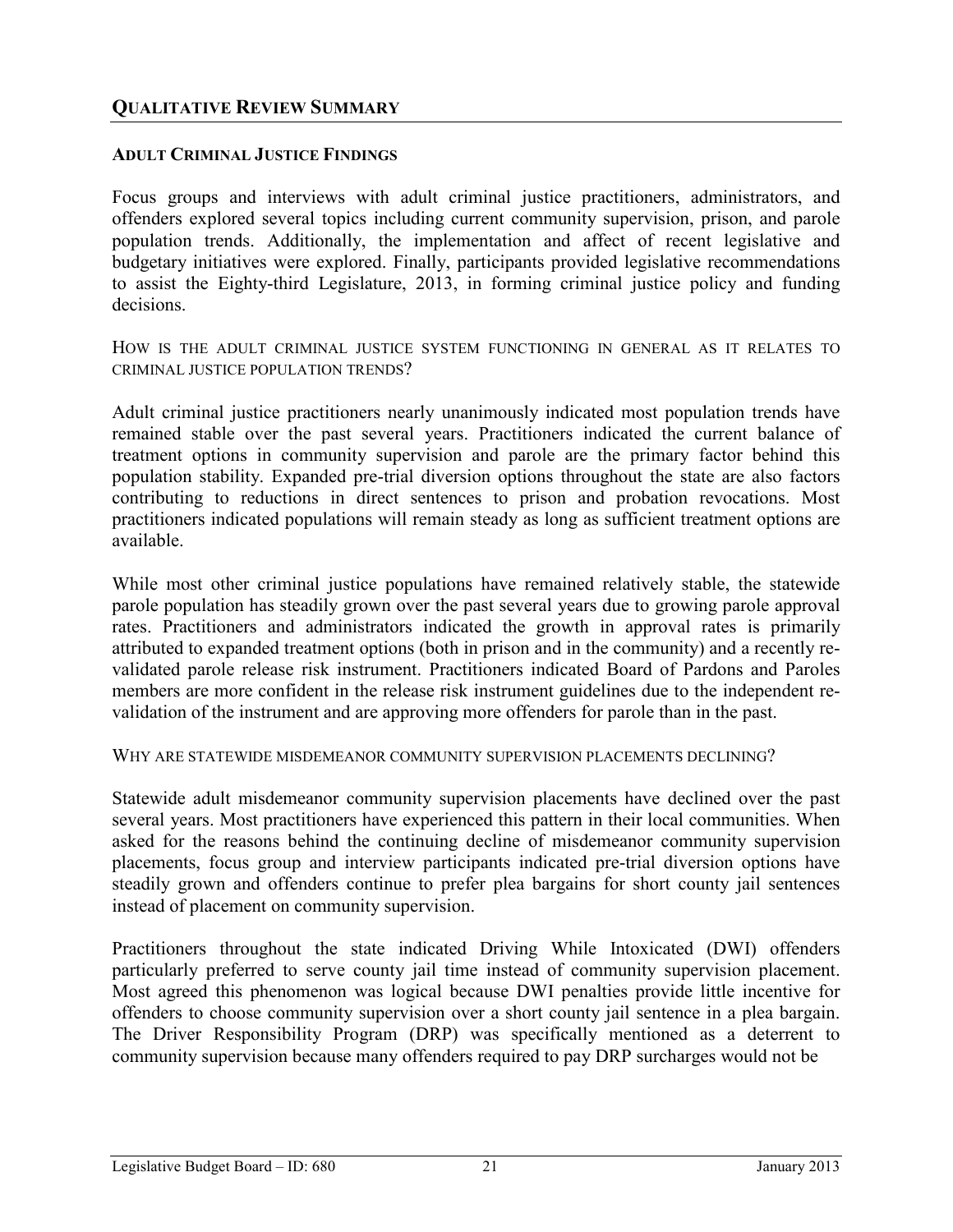## QUALITATIVE REVIEW SUMMARY

### ADULT CRIMINAL JUSTICE FINDINGS

Focus groups and interviews with adult criminal justice practitioners, administrators, and offenders explored several topics including current community supervision, prison, and parole population trends. Additionally, the implementation and affect of recent legislative and budgetary initiatives were explored. Finally, participants provided legislative recommendations to assist the Eighty-third Legislature, 2013, in forming criminal justice policy and funding decisions.

HOW IS THE ADULT CRIMINAL JUSTICE SYSTEM FUNCTIONING IN GENERAL AS IT RELATES TO CRIMINAL JUSTICE POPULATION TRENDS?

Adult criminal justice practitioners nearly unanimously indicated most population trends have remained stable over the past several years. Practitioners indicated the current balance of treatment options in community supervision and parole are the primary factor behind this population stability. Expanded pre-trial diversion options throughout the state are also factors contributing to reductions in direct sentences to prison and probation revocations. Most practitioners indicated populations will remain steady as long as sufficient treatment options are available.

While most other criminal justice populations have remained relatively stable, the statewide parole population has steadily grown over the past several years due to growing parole approval rates. Practitioners and administrators indicated the growth in approval rates is primarily attributed to expanded treatment options (both in prison and in the community) and a recently re-validated parole release risk instrument. Practitioners indicated Board of Pardons and Paroles members are more confident in the release risk instrument guidelines due to the independent re-validation of the instrument and are approving more offenders for parole than in the past.

WHY ARE STATEWIDE MISDEMEANOR COMMUNITY SUPERVISION PLACEMENTS DECLINING?

Statewide adult misdemeanor community supervision placements have declined over the past several years. Most practitioners have experienced this pattern in their local communities. When asked for the reasons behind the continuing decline of misdemeanor community supervision placements, focus group and interview participants indicated pre-trial diversion options have steadily grown and offenders continue to prefer plea bargains for short county jail sentences instead of placement on community supervision.

Practitioners throughout the state indicated Driving While Intoxicated (DWI) offenders particularly preferred to serve county jail time instead of community supervision placement. Most agreed this phenomenon was logical because DWI penalties provide little incentive for offenders to choose community supervision over a short county jail sentence in a plea bargain. The Driver Responsibility Program (DRP) was specifically mentioned as a deterrent to community supervision because many offenders required to pay DRP surcharges would not be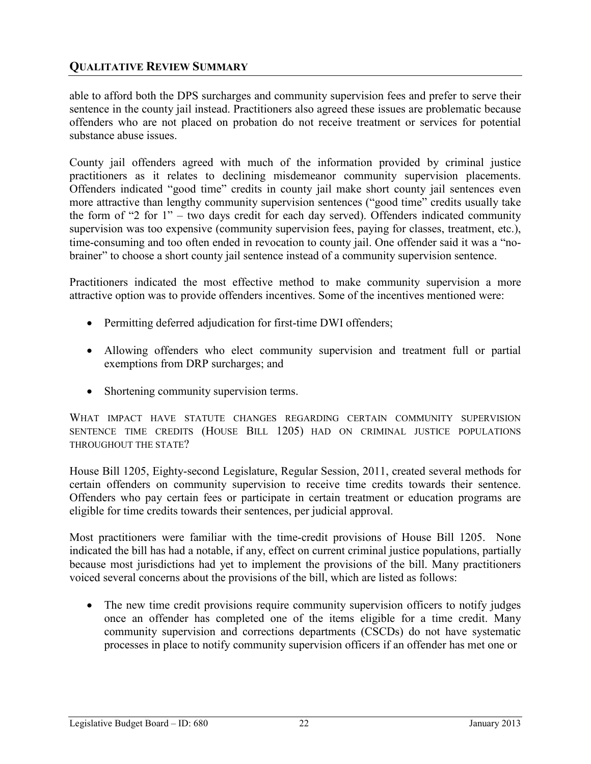able to afford both the DPS surcharges and community supervision fees and prefer to serve their sentence in the county jail instead. Practitioners also agreed these issues are problematic because offenders who are not placed on probation do not receive treatment or services for potential substance abuse issues.

County jail offenders agreed with much of the information provided by criminal justice practitioners as it relates to declining misdemeanor community supervision placements. Offenders indicated "good time" credits in county jail make short county jail sentences even more attractive than lengthy community supervision sentences ("good time" credits usually take the form of "2 for 1" – two days credit for each day served). Offenders indicated community supervision was too expensive (community supervision fees, paying for classes, treatment, etc.), time-consuming and too often ended in revocation to county jail. One offender said it was a "no-brainer" to choose a short county jail sentence instead of a community supervision sentence.

Practitioners indicated the most effective method to make community supervision a more attractive option was to provide offenders incentives. Some of the incentives mentioned were:

- Permitting deferred adjudication for first-time DWI offenders;
- Allowing offenders who elect community supervision and treatment full or partial exemptions from DRP surcharges; and
- Shortening community supervision terms.

### WHAT IMPACT HAVE STATUTE CHANGES REGARDING CERTAIN COMMUNITY SUPERVISION SENTENCE TIME CREDITS (HOUSE BILL 1205) HAD ON CRIMINAL JUSTICE POPULATIONS THROUGHOUT THE STATE?

House Bill 1205, Eighty-second Legislature, Regular Session, 2011, created several methods for certain offenders on community supervision to receive time credits towards their sentence. Offenders who pay certain fees or participate in certain treatment or education programs are eligible for time credits towards their sentences, per judicial approval.

Most practitioners were familiar with the time-credit provisions of House Bill 1205. None indicated the bill has had a notable, if any, effect on current criminal justice populations, partially because most jurisdictions had yet to implement the provisions of the bill. Many practitioners voiced several concerns about the provisions of the bill, which are listed as follows:

- The new time credit provisions require community supervision officers to notify judges once an offender has completed one of the items eligible for a time credit. Many community supervision and corrections departments (CSCDs) do not have systematic processes in place to notify community supervision officers if an offender has met one or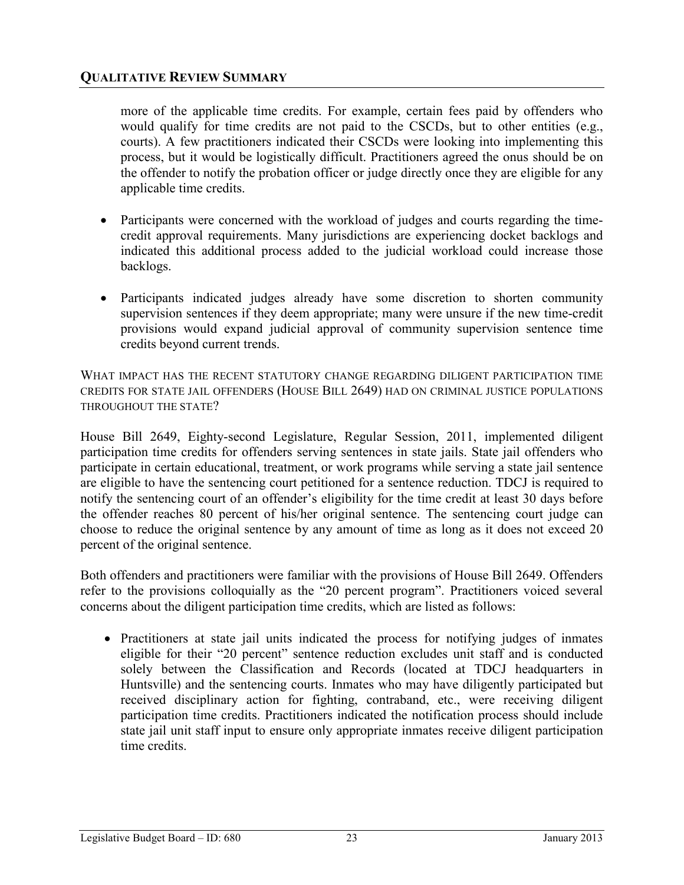more of the applicable time credits. For example, certain fees paid by offenders who would qualify for time credits are not paid to the CSCDs, but to other entities (e.g., courts). A few practitioners indicated their CSCDs were looking into implementing this process, but it would be logistically difficult. Practitioners agreed the onus should be on the offender to notify the probation officer or judge directly once they are eligible for any applicable time credits.

- Participants were concerned with the workload of judges and courts regarding the time-credit approval requirements. Many jurisdictions are experiencing docket backlogs and indicated this additional process added to the judicial workload could increase those backlogs.

- Participants indicated judges already have some discretion to shorten community supervision sentences if they deem appropriate; many were unsure if the new time-credit provisions would expand judicial approval of community supervision sentence time credits beyond current trends.

WHAT IMPACT HAS THE RECENT STATUTORY CHANGE REGARDING DILIGENT PARTICIPATION TIME CREDITS FOR STATE JAIL OFFENDERS (HOUSE BILL 2649) HAD ON CRIMINAL JUSTICE POPULATIONS THROUGHOUT THE STATE?

House Bill 2649, Eighty-second Legislature, Regular Session, 2011, implemented diligent participation time credits for offenders serving sentences in state jails. State jail offenders who participate in certain educational, treatment, or work programs while serving a state jail sentence are eligible to have the sentencing court petitioned for a sentence reduction. TDCJ is required to notify the sentencing court of an offender's eligibility for the time credit at least 30 days before the offender reaches 80 percent of his/her original sentence. The sentencing court judge can choose to reduce the original sentence by any amount of time as long as it does not exceed 20 percent of the original sentence.

Both offenders and practitioners were familiar with the provisions of House Bill 2649. Offenders refer to the provisions colloquially as the "20 percent program". Practitioners voiced several concerns about the diligent participation time credits, which are listed as follows:

- Practitioners at state jail units indicated the process for notifying judges of inmates eligible for their "20 percent" sentence reduction excludes unit staff and is conducted solely between the Classification and Records (located at TDCJ headquarters in Huntsville) and the sentencing courts. Inmates who may have diligently participated but received disciplinary action for fighting, contraband, etc., were receiving diligent participation time credits. Practitioners indicated the notification process should include state jail unit staff input to ensure only appropriate inmates receive diligent participation time credits.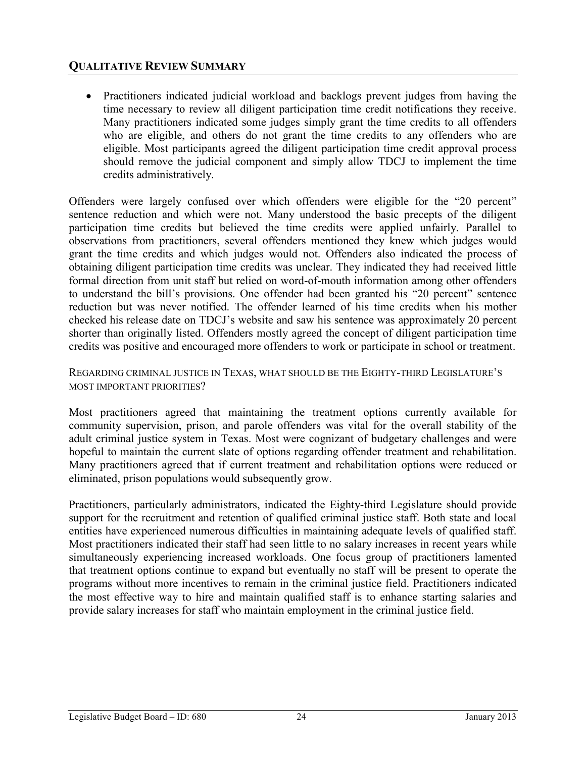## QUALITATIVE REVIEW SUMMARY

- Practitioners indicated judicial workload and backlogs prevent judges from having the time necessary to review all diligent participation time credit notifications they receive. Many practitioners indicated some judges simply grant the time credits to all offenders who are eligible, and others do not grant the time credits to any offenders who are eligible. Most participants agreed the diligent participation time credit approval process should remove the judicial component and simply allow TDCJ to implement the time credits administratively.

Offenders were largely confused over which offenders were eligible for the "20 percent" sentence reduction and which were not. Many understood the basic precepts of the diligent participation time credits but believed the time credits were applied unfairly. Parallel to observations from practitioners, several offenders mentioned they knew which judges would grant the time credits and which judges would not. Offenders also indicated the process of obtaining diligent participation time credits was unclear. They indicated they had received little formal direction from unit staff but relied on word-of-mouth information among other offenders to understand the bill's provisions. One offender had been granted his "20 percent" sentence reduction but was never notified. The offender learned of his time credits when his mother checked his release date on TDCJ's website and saw his sentence was approximately 20 percent shorter than originally listed. Offenders mostly agreed the concept of diligent participation time credits was positive and encouraged more offenders to work or participate in school or treatment.

### REGARDING CRIMINAL JUSTICE IN TEXAS, WHAT SHOULD BE THE EIGHTY-THIRD LEGISLATURE'S MOST IMPORTANT PRIORITIES?

Most practitioners agreed that maintaining the treatment options currently available for community supervision, prison, and parole offenders was vital for the overall stability of the adult criminal justice system in Texas. Most were cognizant of budgetary challenges and were hopeful to maintain the current slate of options regarding offender treatment and rehabilitation. Many practitioners agreed that if current treatment and rehabilitation options were reduced or eliminated, prison populations would subsequently grow.

Practitioners, particularly administrators, indicated the Eighty-third Legislature should provide support for the recruitment and retention of qualified criminal justice staff. Both state and local entities have experienced numerous difficulties in maintaining adequate levels of qualified staff. Most practitioners indicated their staff had seen little to no salary increases in recent years while simultaneously experiencing increased workloads. One focus group of practitioners lamented that treatment options continue to expand but eventually no staff will be present to operate the programs without more incentives to remain in the criminal justice field. Practitioners indicated the most effective way to hire and maintain qualified staff is to enhance starting salaries and provide salary increases for staff who maintain employment in the criminal justice field.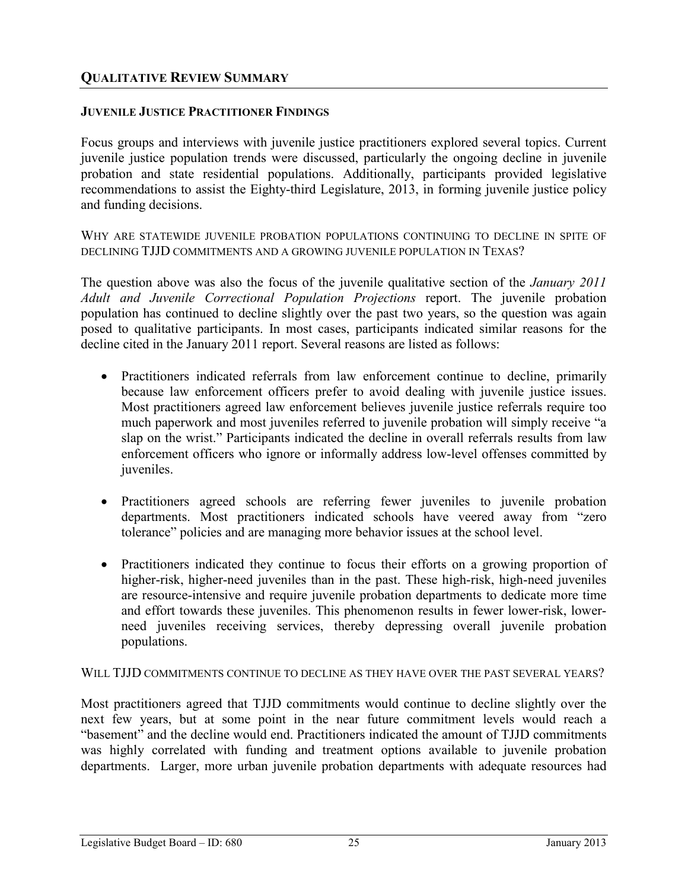## QUALITATIVE REVIEW SUMMARY

### JUVENILE JUSTICE PRACTITIONER FINDINGS

Focus groups and interviews with juvenile justice practitioners explored several topics. Current juvenile justice population trends were discussed, particularly the ongoing decline in juvenile probation and state residential populations. Additionally, participants provided legislative recommendations to assist the Eighty-third Legislature, 2013, in forming juvenile justice policy and funding decisions.

WHY ARE STATEWIDE JUVENILE PROBATION POPULATIONS CONTINUING TO DECLINE IN SPITE OF DECLINING TJJD COMMITMENTS AND A GROWING JUVENILE POPULATION IN TEXAS?

The question above was also the focus of the juvenile qualitative section of the *January 2011 Adult and Juvenile Correctional Population Projections* report. The juvenile probation population has continued to decline slightly over the past two years, so the question was again posed to qualitative participants. In most cases, participants indicated similar reasons for the decline cited in the January 2011 report. Several reasons are listed as follows:

- Practitioners indicated referrals from law enforcement continue to decline, primarily because law enforcement officers prefer to avoid dealing with juvenile justice issues. Most practitioners agreed law enforcement believes juvenile justice referrals require too much paperwork and most juveniles referred to juvenile probation will simply receive "a slap on the wrist." Participants indicated the decline in overall referrals results from law enforcement officers who ignore or informally address low-level offenses committed by juveniles.

- Practitioners agreed schools are referring fewer juveniles to juvenile probation departments. Most practitioners indicated schools have veered away from "zero tolerance" policies and are managing more behavior issues at the school level.

- Practitioners indicated they continue to focus their efforts on a growing proportion of higher-risk, higher-need juveniles than in the past. These high-risk, high-need juveniles are resource-intensive and require juvenile probation departments to dedicate more time and effort towards these juveniles. This phenomenon results in fewer lower-risk, lower-need juveniles receiving services, thereby depressing overall juvenile probation populations.

WILL TJJD COMMITMENTS CONTINUE TO DECLINE AS THEY HAVE OVER THE PAST SEVERAL YEARS?

Most practitioners agreed that TJJD commitments would continue to decline slightly over the next few years, but at some point in the near future commitment levels would reach a "basement" and the decline would end. Practitioners indicated the amount of TJJD commitments was highly correlated with funding and treatment options available to juvenile probation departments. Larger, more urban juvenile probation departments with adequate resources had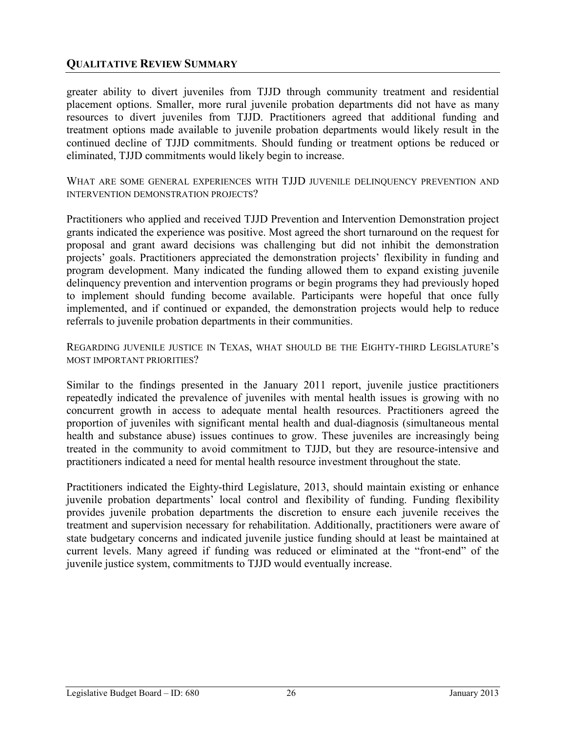greater ability to divert juveniles from TJJD through community treatment and residential placement options. Smaller, more rural juvenile probation departments did not have as many resources to divert juveniles from TJJD. Practitioners agreed that additional funding and treatment options made available to juvenile probation departments would likely result in the continued decline of TJJD commitments. Should funding or treatment options be reduced or eliminated, TJJD commitments would likely begin to increase.

#### WHAT ARE SOME GENERAL EXPERIENCES WITH TJJD JUVENILE DELINQUENCY PREVENTION AND INTERVENTION DEMONSTRATION PROJECTS?

Practitioners who applied and received TJJD Prevention and Intervention Demonstration project grants indicated the experience was positive. Most agreed the short turnaround on the request for proposal and grant award decisions was challenging but did not inhibit the demonstration projects' goals. Practitioners appreciated the demonstration projects' flexibility in funding and program development. Many indicated the funding allowed them to expand existing juvenile delinquency prevention and intervention programs or begin programs they had previously hoped to implement should funding become available. Participants were hopeful that once fully implemented, and if continued or expanded, the demonstration projects would help to reduce referrals to juvenile probation departments in their communities.

#### REGARDING JUVENILE JUSTICE IN TEXAS, WHAT SHOULD BE THE EIGHTY-THIRD LEGISLATURE'S MOST IMPORTANT PRIORITIES?

Similar to the findings presented in the January 2011 report, juvenile justice practitioners repeatedly indicated the prevalence of juveniles with mental health issues is growing with no concurrent growth in access to adequate mental health resources. Practitioners agreed the proportion of juveniles with significant mental health and dual-diagnosis (simultaneous mental health and substance abuse) issues continues to grow. These juveniles are increasingly being treated in the community to avoid commitment to TJJD, but they are resource-intensive and practitioners indicated a need for mental health resource investment throughout the state.

Practitioners indicated the Eighty-third Legislature, 2013, should maintain existing or enhance juvenile probation departments' local control and flexibility of funding. Funding flexibility provides juvenile probation departments the discretion to ensure each juvenile receives the treatment and supervision necessary for rehabilitation. Additionally, practitioners were aware of state budgetary concerns and indicated juvenile justice funding should at least be maintained at current levels. Many agreed if funding was reduced or eliminated at the "front-end" of the juvenile justice system, commitments to TJJD would eventually increase.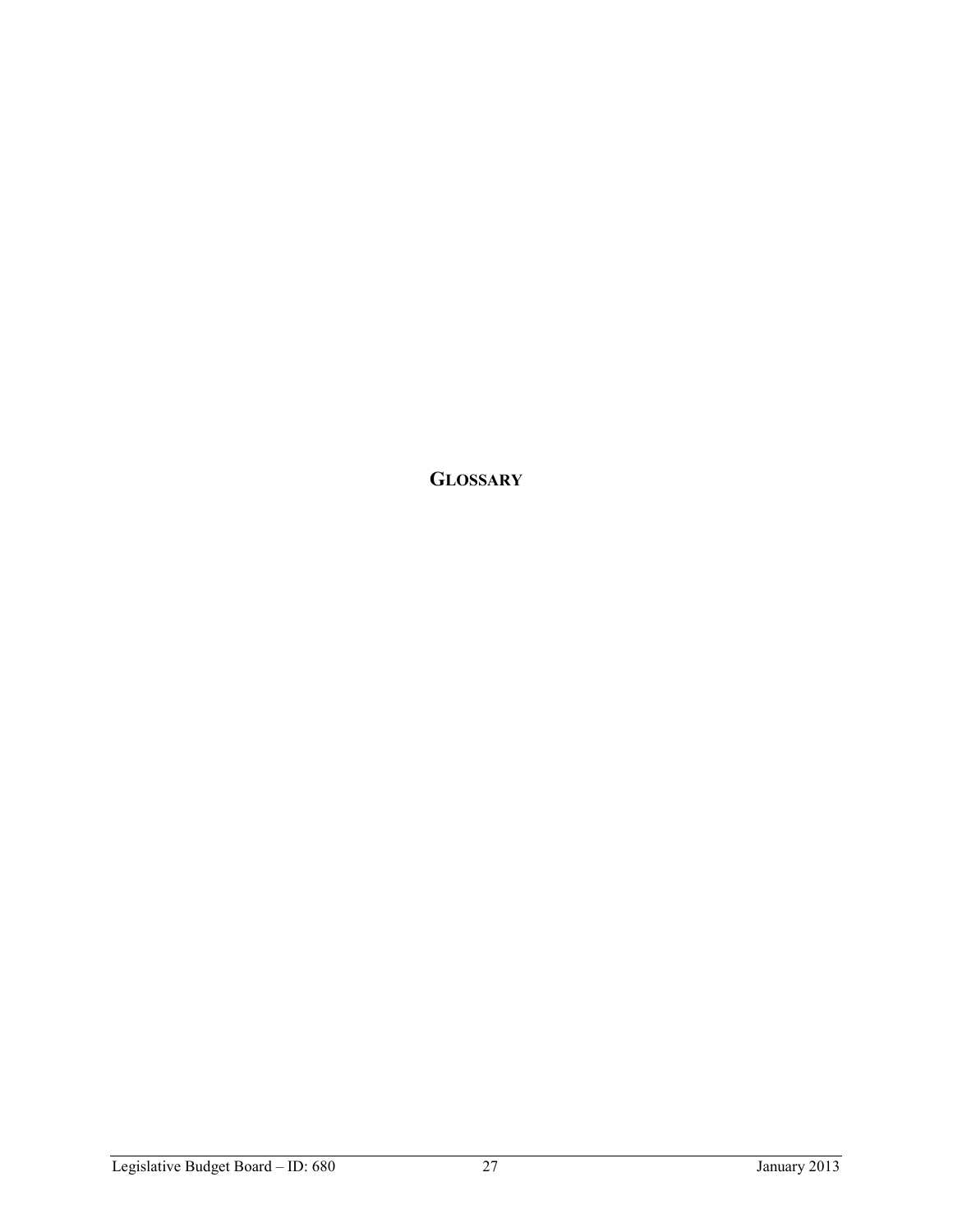# GLOSSARY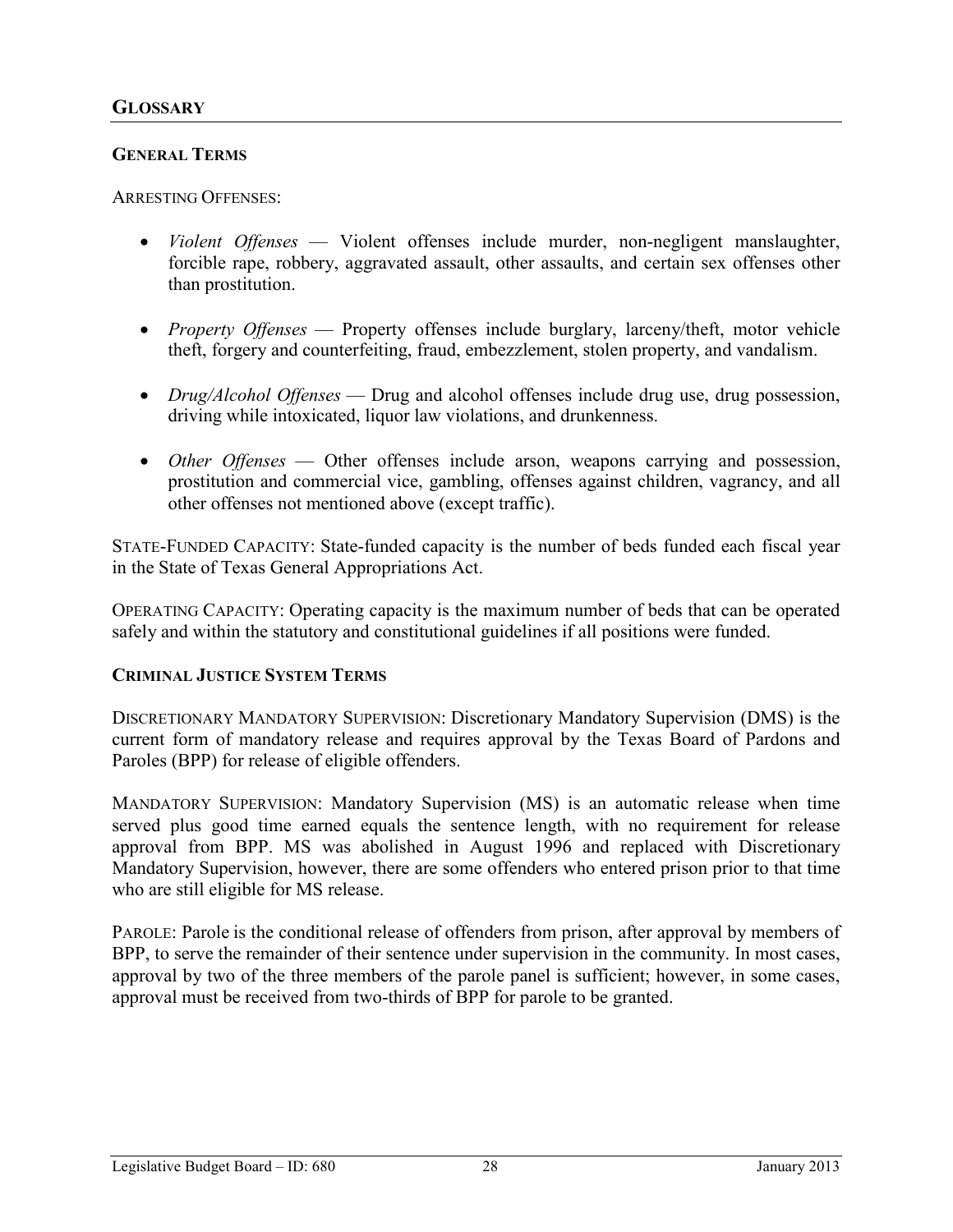## GLOSSARY

### GENERAL TERMS

ARRESTING OFFENSES:

- *Violent Offenses* — Violent offenses include murder, non-negligent manslaughter, forcible rape, robbery, aggravated assault, other assaults, and certain sex offenses other than prostitution.

- *Property Offenses* — Property offenses include burglary, larceny/theft, motor vehicle theft, forgery and counterfeiting, fraud, embezzlement, stolen property, and vandalism.

- *Drug/Alcohol Offenses* — Drug and alcohol offenses include drug use, drug possession, driving while intoxicated, liquor law violations, and drunkenness.

- *Other Offenses* — Other offenses include arson, weapons carrying and possession, prostitution and commercial vice, gambling, offenses against children, vagrancy, and all other offenses not mentioned above (except traffic).

STATE-FUNDED CAPACITY: State-funded capacity is the number of beds funded each fiscal year in the State of Texas General Appropriations Act.

OPERATING CAPACITY: Operating capacity is the maximum number of beds that can be operated safely and within the statutory and constitutional guidelines if all positions were funded.

### CRIMINAL JUSTICE SYSTEM TERMS

DISCRETIONARY MANDATORY SUPERVISION: Discretionary Mandatory Supervision (DMS) is the current form of mandatory release and requires approval by the Texas Board of Pardons and Paroles (BPP) for release of eligible offenders.

MANDATORY SUPERVISION: Mandatory Supervision (MS) is an automatic release when time served plus good time earned equals the sentence length, with no requirement for release approval from BPP. MS was abolished in August 1996 and replaced with Discretionary Mandatory Supervision, however, there are some offenders who entered prison prior to that time who are still eligible for MS release.

PAROLE: Parole is the conditional release of offenders from prison, after approval by members of BPP, to serve the remainder of their sentence under supervision in the community. In most cases, approval by two of the three members of the parole panel is sufficient; however, in some cases, approval must be received from two-thirds of BPP for parole to be granted.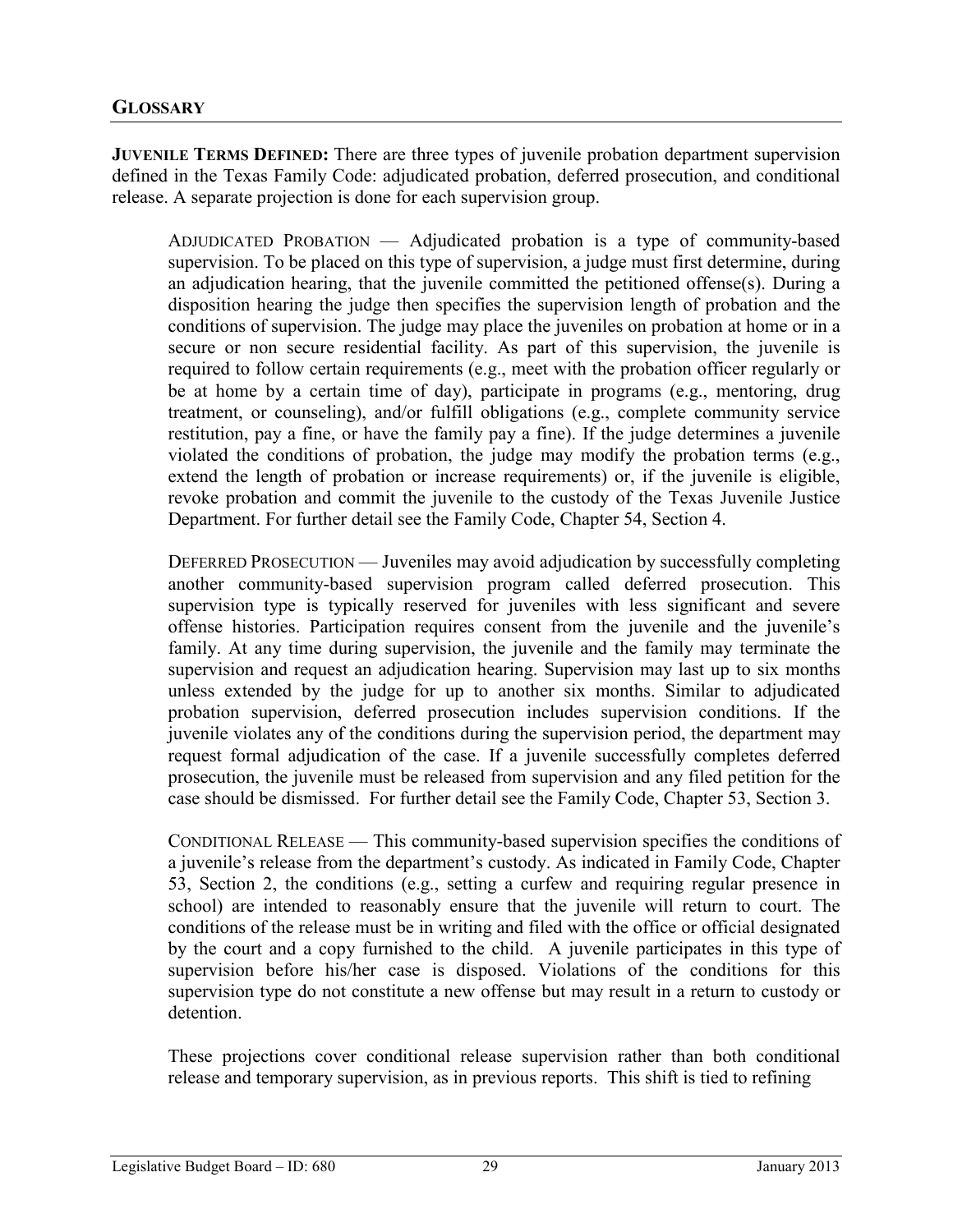## GLOSSARY

**JUVENILE TERMS DEFINED:** There are three types of juvenile probation department supervision defined in the Texas Family Code: adjudicated probation, deferred prosecution, and conditional release. A separate projection is done for each supervision group.

ADJUDICATED PROBATION — Adjudicated probation is a type of community-based supervision. To be placed on this type of supervision, a judge must first determine, during an adjudication hearing, that the juvenile committed the petitioned offense(s). During a disposition hearing the judge then specifies the supervision length of probation and the conditions of supervision. The judge may place the juveniles on probation at home or in a secure or non secure residential facility. As part of this supervision, the juvenile is required to follow certain requirements (e.g., meet with the probation officer regularly or be at home by a certain time of day), participate in programs (e.g., mentoring, drug treatment, or counseling), and/or fulfill obligations (e.g., complete community service restitution, pay a fine, or have the family pay a fine). If the judge determines a juvenile violated the conditions of probation, the judge may modify the probation terms (e.g., extend the length of probation or increase requirements) or, if the juvenile is eligible, revoke probation and commit the juvenile to the custody of the Texas Juvenile Justice Department. For further detail see the Family Code, Chapter 54, Section 4.

DEFERRED PROSECUTION — Juveniles may avoid adjudication by successfully completing another community-based supervision program called deferred prosecution. This supervision type is typically reserved for juveniles with less significant and severe offense histories. Participation requires consent from the juvenile and the juvenile's family. At any time during supervision, the juvenile and the family may terminate the supervision and request an adjudication hearing. Supervision may last up to six months unless extended by the judge for up to another six months. Similar to adjudicated probation supervision, deferred prosecution includes supervision conditions. If the juvenile violates any of the conditions during the supervision period, the department may request formal adjudication of the case. If a juvenile successfully completes deferred prosecution, the juvenile must be released from supervision and any filed petition for the case should be dismissed. For further detail see the Family Code, Chapter 53, Section 3.

CONDITIONAL RELEASE — This community-based supervision specifies the conditions of a juvenile's release from the department's custody. As indicated in Family Code, Chapter 53, Section 2, the conditions (e.g., setting a curfew and requiring regular presence in school) are intended to reasonably ensure that the juvenile will return to court. The conditions of the release must be in writing and filed with the office or official designated by the court and a copy furnished to the child. A juvenile participates in this type of supervision before his/her case is disposed. Violations of the conditions for this supervision type do not constitute a new offense but may result in a return to custody or detention.

These projections cover conditional release supervision rather than both conditional release and temporary supervision, as in previous reports. This shift is tied to refining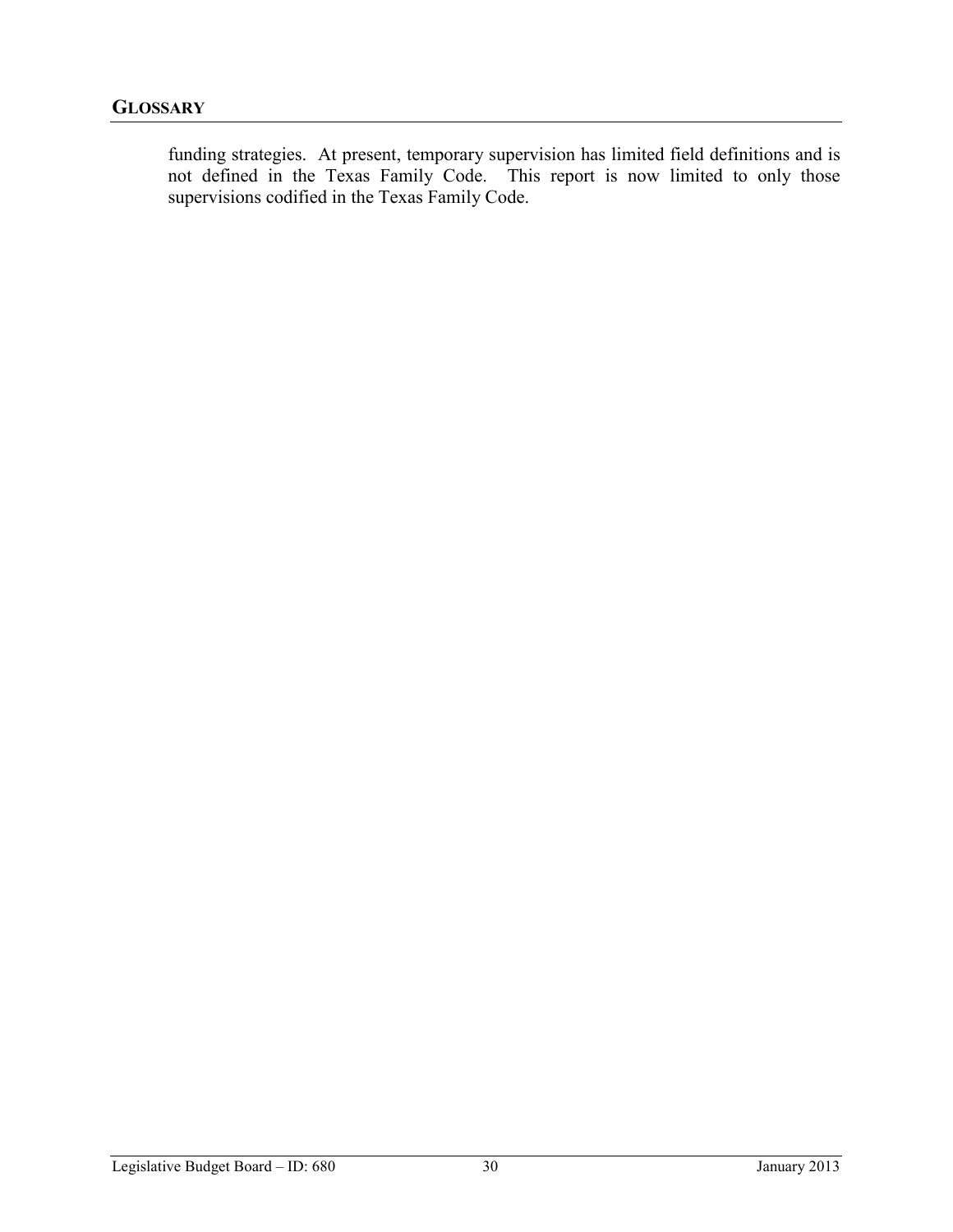funding strategies. At present, temporary supervision has limited field definitions and is not defined in the Texas Family Code. This report is now limited to only those supervisions codified in the Texas Family Code.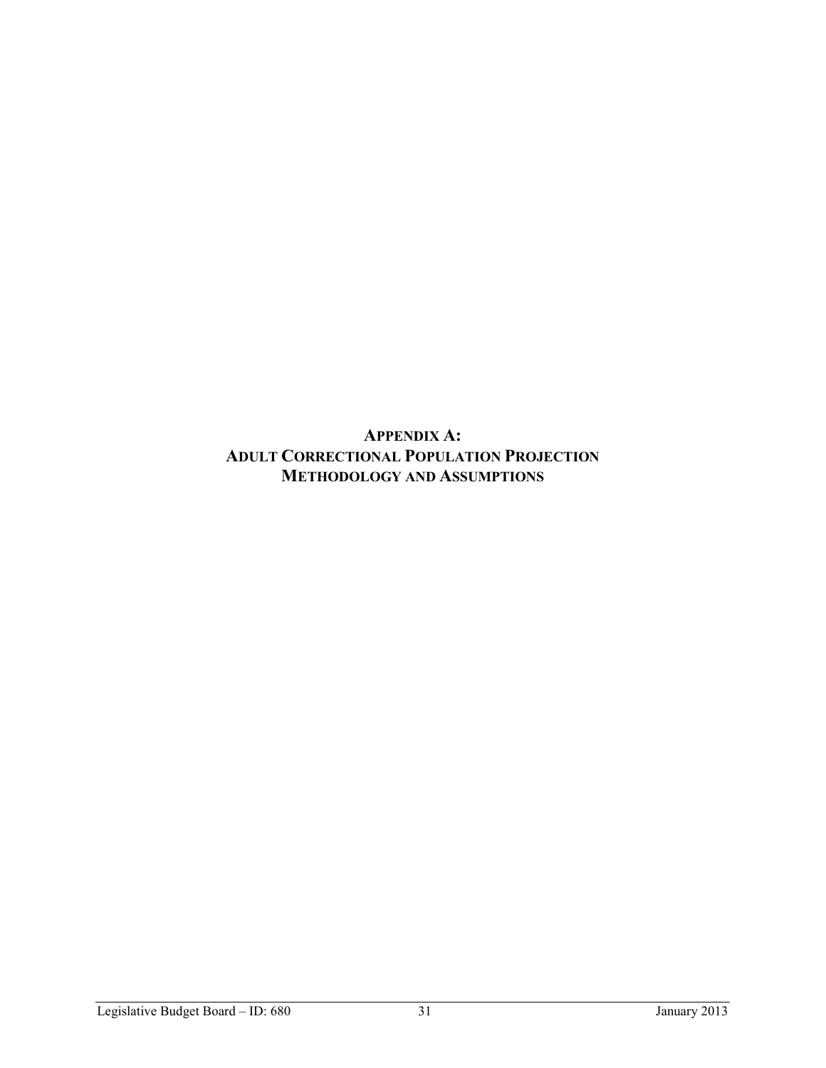# APPENDIX A:
# ADULT CORRECTIONAL POPULATION PROJECTION METHODOLOGY AND ASSUMPTIONS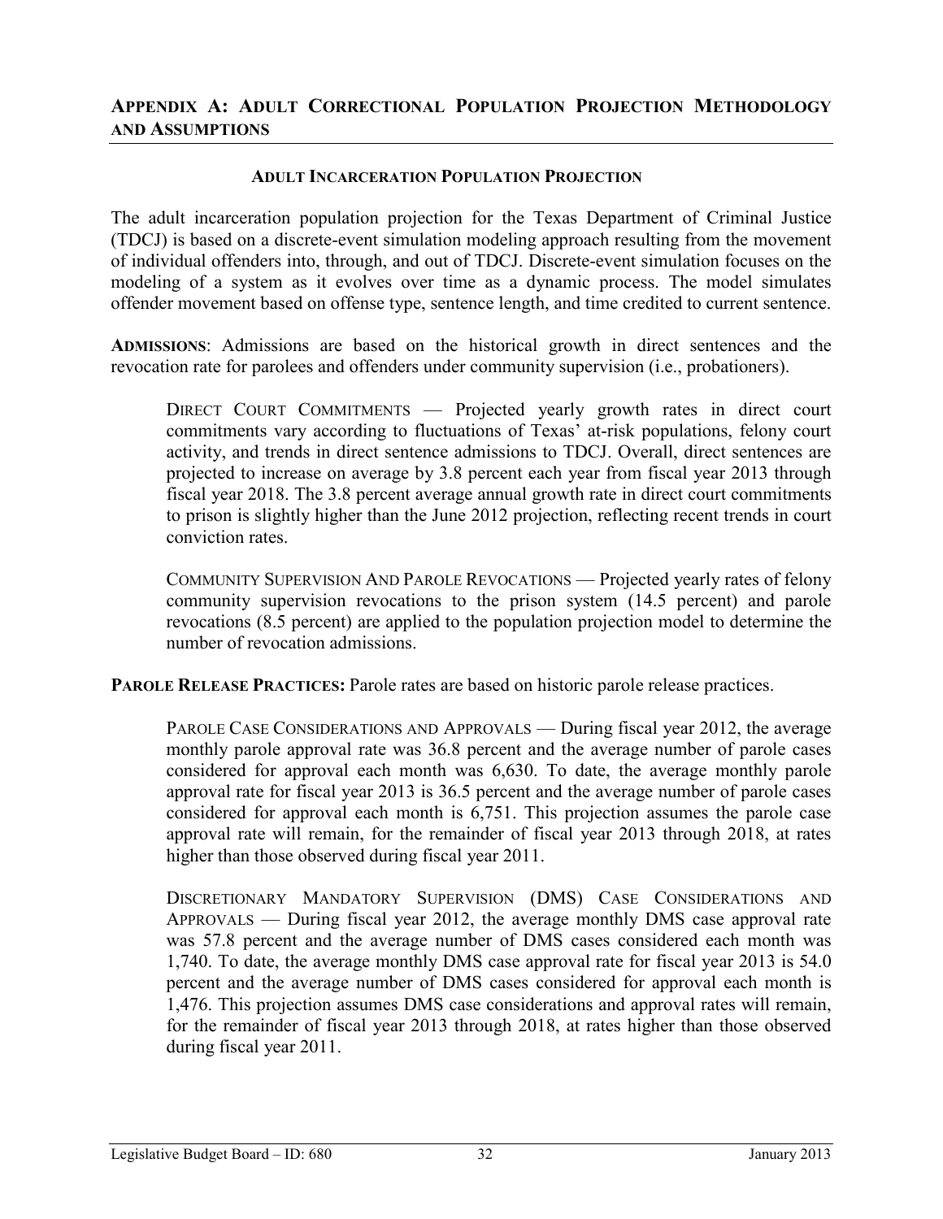## Appendix A: Adult Correctional Population Projection Methodology and Assumptions

### Adult Incarceration Population Projection

The adult incarceration population projection for the Texas Department of Criminal Justice (TDCJ) is based on a discrete-event simulation modeling approach resulting from the movement of individual offenders into, through, and out of TDCJ. Discrete-event simulation focuses on the modeling of a system as it evolves over time as a dynamic process. The model simulates offender movement based on offense type, sentence length, and time credited to current sentence.

**Admissions**: Admissions are based on the historical growth in direct sentences and the revocation rate for parolees and offenders under community supervision (i.e., probationers).

> Direct Court Commitments — Projected yearly growth rates in direct court commitments vary according to fluctuations of Texas' at-risk populations, felony court activity, and trends in direct sentence admissions to TDCJ. Overall, direct sentences are projected to increase on average by 3.8 percent each year from fiscal year 2013 through fiscal year 2018. The 3.8 percent average annual growth rate in direct court commitments to prison is slightly higher than the June 2012 projection, reflecting recent trends in court conviction rates.
>
> Community Supervision And Parole Revocations — Projected yearly rates of felony community supervision revocations to the prison system (14.5 percent) and parole revocations (8.5 percent) are applied to the population projection model to determine the number of revocation admissions.

**Parole Release Practices:** Parole rates are based on historic parole release practices.

> Parole Case Considerations and Approvals — During fiscal year 2012, the average monthly parole approval rate was 36.8 percent and the average number of parole cases considered for approval each month was 6,630. To date, the average monthly parole approval rate for fiscal year 2013 is 36.5 percent and the average number of parole cases considered for approval each month is 6,751. This projection assumes the parole case approval rate will remain, for the remainder of fiscal year 2013 through 2018, at rates higher than those observed during fiscal year 2011.
>
> Discretionary Mandatory Supervision (DMS) Case Considerations and Approvals — During fiscal year 2012, the average monthly DMS case approval rate was 57.8 percent and the average number of DMS cases considered each month was 1,740. To date, the average monthly DMS case approval rate for fiscal year 2013 is 54.0 percent and the average number of DMS cases considered for approval each month is 1,476. This projection assumes DMS case considerations and approval rates will remain, for the remainder of fiscal year 2013 through 2018, at rates higher than those observed during fiscal year 2011.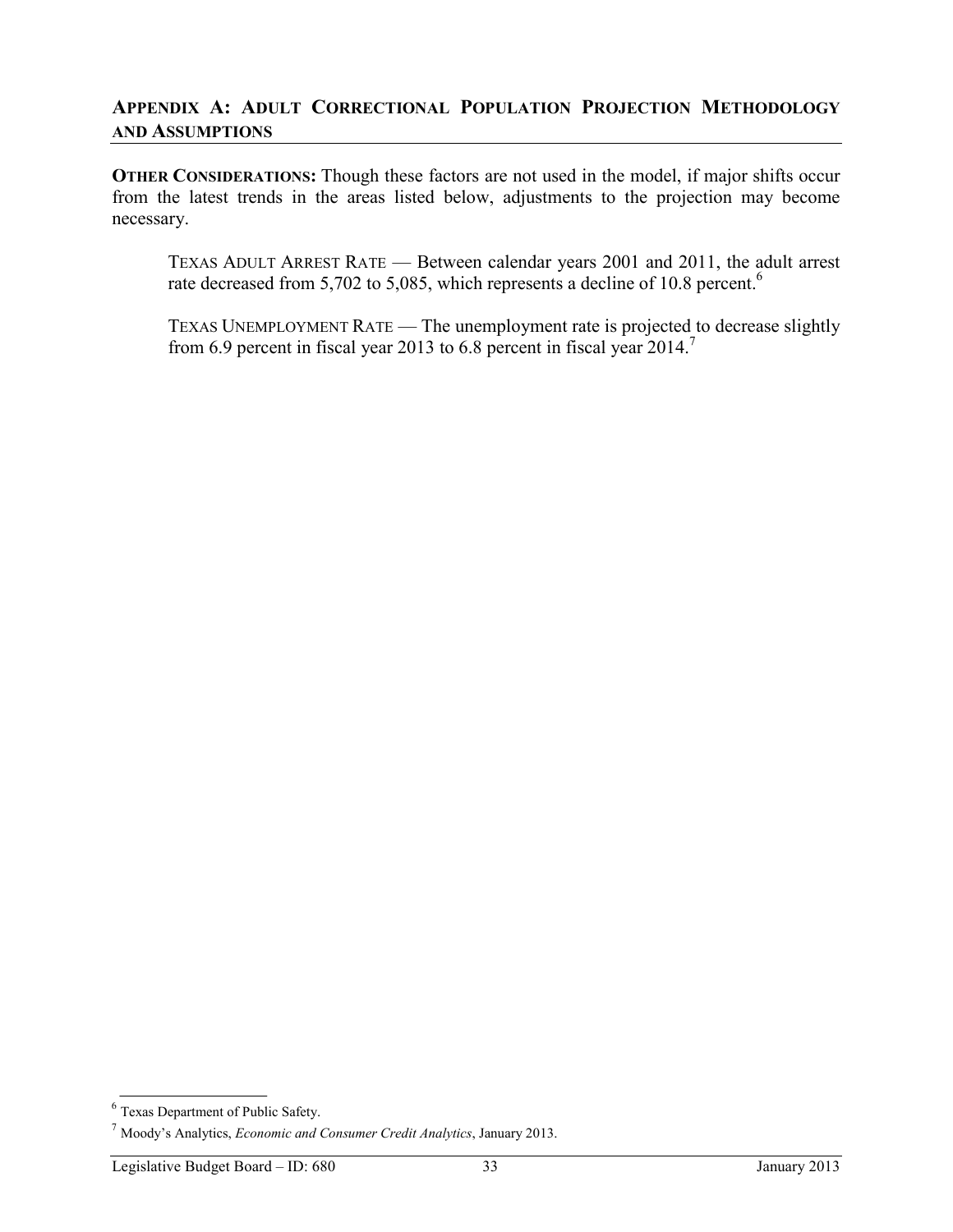## APPENDIX A: ADULT CORRECTIONAL POPULATION PROJECTION METHODOLOGY AND ASSUMPTIONS

**OTHER CONSIDERATIONS:** Though these factors are not used in the model, if major shifts occur from the latest trends in the areas listed below, adjustments to the projection may become necessary.

TEXAS ADULT ARREST RATE — Between calendar years 2001 and 2011, the adult arrest rate decreased from 5,702 to 5,085, which represents a decline of 10.8 percent.[6]

TEXAS UNEMPLOYMENT RATE — The unemployment rate is projected to decrease slightly from 6.9 percent in fiscal year 2013 to 6.8 percent in fiscal year 2014.[7]

---

[6] Texas Department of Public Safety.

[7] Moody's Analytics, *Economic and Consumer Credit Analytics*, January 2013.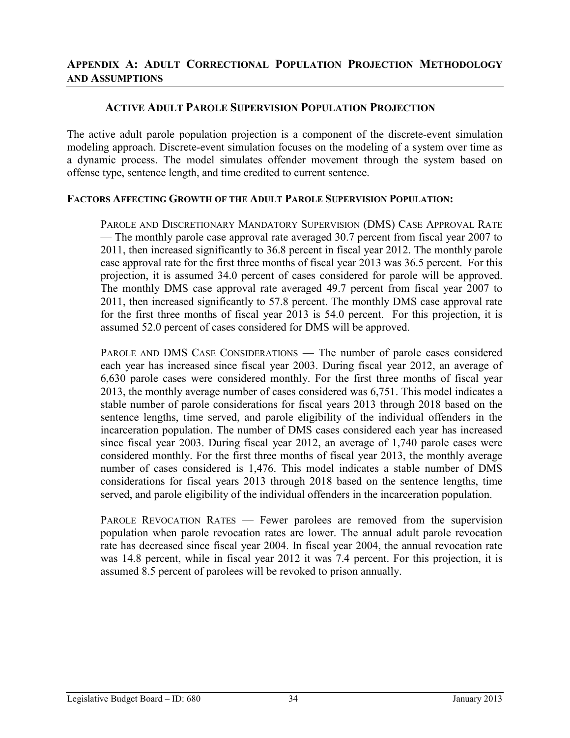## Appendix A: Adult Correctional Population Projection Methodology and Assumptions

### Active Adult Parole Supervision Population Projection

The active adult parole population projection is a component of the discrete-event simulation modeling approach. Discrete-event simulation focuses on the modeling of a system over time as a dynamic process. The model simulates offender movement through the system based on offense type, sentence length, and time credited to current sentence.

**Factors Affecting Growth of the Adult Parole Supervision Population:**

Parole and Discretionary Mandatory Supervision (DMS) Case Approval Rate — The monthly parole case approval rate averaged 30.7 percent from fiscal year 2007 to 2011, then increased significantly to 36.8 percent in fiscal year 2012. The monthly parole case approval rate for the first three months of fiscal year 2013 was 36.5 percent. For this projection, it is assumed 34.0 percent of cases considered for parole will be approved. The monthly DMS case approval rate averaged 49.7 percent from fiscal year 2007 to 2011, then increased significantly to 57.8 percent. The monthly DMS case approval rate for the first three months of fiscal year 2013 is 54.0 percent. For this projection, it is assumed 52.0 percent of cases considered for DMS will be approved.

Parole and DMS Case Considerations — The number of parole cases considered each year has increased since fiscal year 2003. During fiscal year 2012, an average of 6,630 parole cases were considered monthly. For the first three months of fiscal year 2013, the monthly average number of cases considered was 6,751. This model indicates a stable number of parole considerations for fiscal years 2013 through 2018 based on the sentence lengths, time served, and parole eligibility of the individual offenders in the incarceration population. The number of DMS cases considered each year has increased since fiscal year 2003. During fiscal year 2012, an average of 1,740 parole cases were considered monthly. For the first three months of fiscal year 2013, the monthly average number of cases considered is 1,476. This model indicates a stable number of DMS considerations for fiscal years 2013 through 2018 based on the sentence lengths, time served, and parole eligibility of the individual offenders in the incarceration population.

Parole Revocation Rates — Fewer parolees are removed from the supervision population when parole revocation rates are lower. The annual adult parole revocation rate has decreased since fiscal year 2004. In fiscal year 2004, the annual revocation rate was 14.8 percent, while in fiscal year 2012 it was 7.4 percent. For this projection, it is assumed 8.5 percent of parolees will be revoked to prison annually.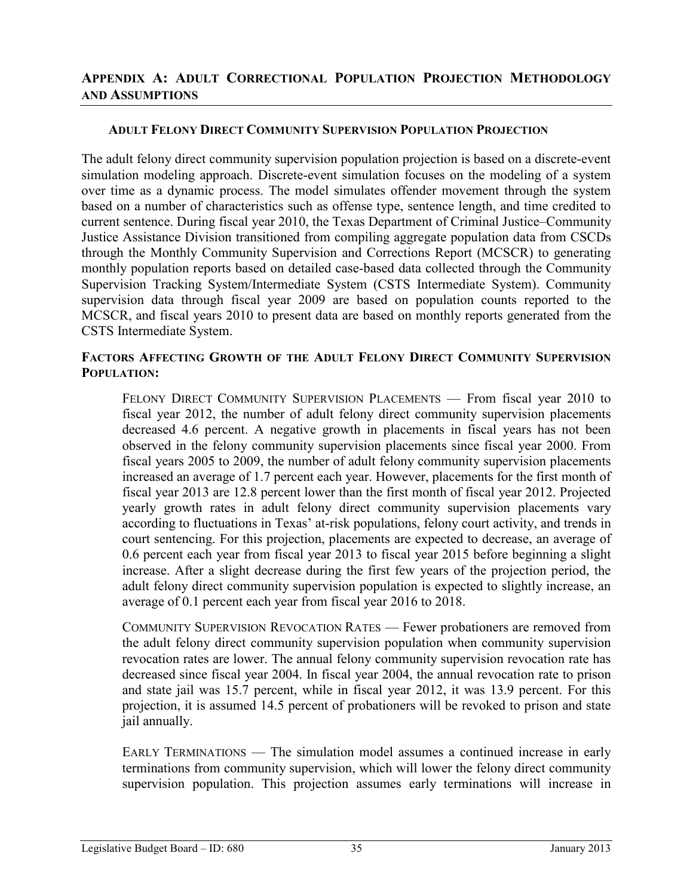## Appendix A: Adult Correctional Population Projection Methodology and Assumptions

### Adult Felony Direct Community Supervision Population Projection

The adult felony direct community supervision population projection is based on a discrete-event simulation modeling approach. Discrete-event simulation focuses on the modeling of a system over time as a dynamic process. The model simulates offender movement through the system based on a number of characteristics such as offense type, sentence length, and time credited to current sentence. During fiscal year 2010, the Texas Department of Criminal Justice–Community Justice Assistance Division transitioned from compiling aggregate population data from CSCDs through the Monthly Community Supervision and Corrections Report (MCSCR) to generating monthly population reports based on detailed case-based data collected through the Community Supervision Tracking System/Intermediate System (CSTS Intermediate System). Community supervision data through fiscal year 2009 are based on population counts reported to the MCSCR, and fiscal years 2010 to present data are based on monthly reports generated from the CSTS Intermediate System.

### Factors Affecting Growth of the Adult Felony Direct Community Supervision Population:

Felony Direct Community Supervision Placements — From fiscal year 2010 to fiscal year 2012, the number of adult felony direct community supervision placements decreased 4.6 percent. A negative growth in placements in fiscal years has not been observed in the felony community supervision placements since fiscal year 2000. From fiscal years 2005 to 2009, the number of adult felony community supervision placements increased an average of 1.7 percent each year. However, placements for the first month of fiscal year 2013 are 12.8 percent lower than the first month of fiscal year 2012. Projected yearly growth rates in adult felony direct community supervision placements vary according to fluctuations in Texas' at-risk populations, felony court activity, and trends in court sentencing. For this projection, placements are expected to decrease, an average of 0.6 percent each year from fiscal year 2013 to fiscal year 2015 before beginning a slight increase. After a slight decrease during the first few years of the projection period, the adult felony direct community supervision population is expected to slightly increase, an average of 0.1 percent each year from fiscal year 2016 to 2018.

Community Supervision Revocation Rates — Fewer probationers are removed from the adult felony direct community supervision population when community supervision revocation rates are lower. The annual felony community supervision revocation rate has decreased since fiscal year 2004. In fiscal year 2004, the annual revocation rate to prison and state jail was 15.7 percent, while in fiscal year 2012, it was 13.9 percent. For this projection, it is assumed 14.5 percent of probationers will be revoked to prison and state jail annually.

Early Terminations — The simulation model assumes a continued increase in early terminations from community supervision, which will lower the felony direct community supervision population. This projection assumes early terminations will increase in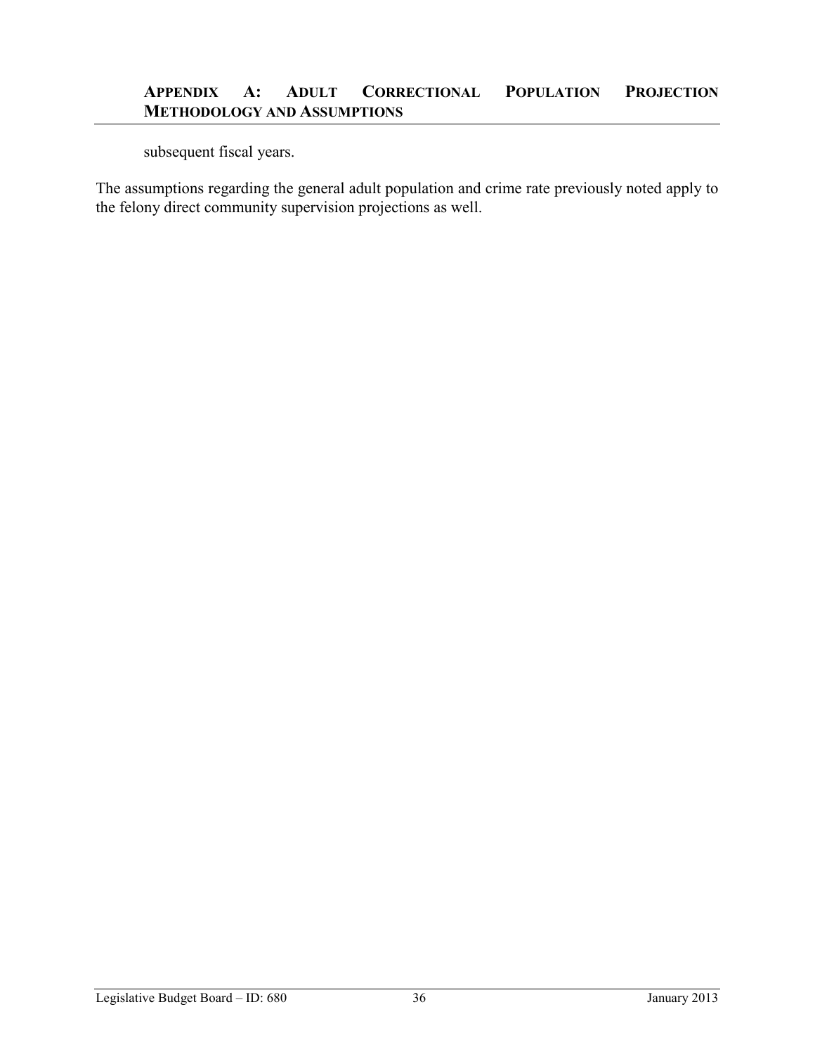subsequent fiscal years.

The assumptions regarding the general adult population and crime rate previously noted apply to the felony direct community supervision projections as well.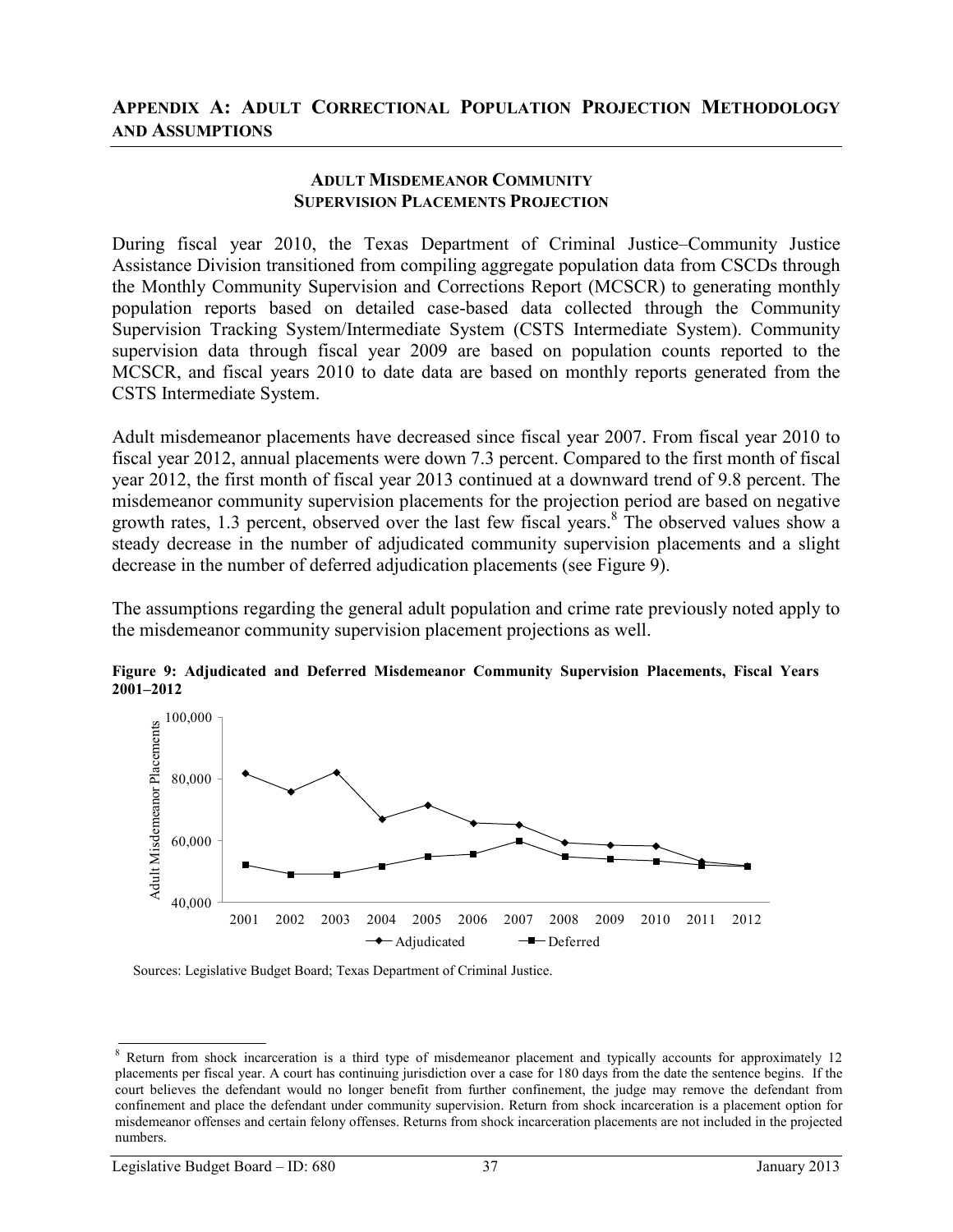## APPENDIX A: ADULT CORRECTIONAL POPULATION PROJECTION METHODOLOGY AND ASSUMPTIONS

### ADULT MISDEMEANOR COMMUNITY SUPERVISION PLACEMENTS PROJECTION

During fiscal year 2010, the Texas Department of Criminal Justice–Community Justice Assistance Division transitioned from compiling aggregate population data from CSCDs through the Monthly Community Supervision and Corrections Report (MCSCR) to generating monthly population reports based on detailed case-based data collected through the Community Supervision Tracking System/Intermediate System (CSTS Intermediate System). Community supervision data through fiscal year 2009 are based on population counts reported to the MCSCR, and fiscal years 2010 to date data are based on monthly reports generated from the CSTS Intermediate System.

Adult misdemeanor placements have decreased since fiscal year 2007. From fiscal year 2010 to fiscal year 2012, annual placements were down 7.3 percent. Compared to the first month of fiscal year 2012, the first month of fiscal year 2013 continued at a downward trend of 9.8 percent. The misdemeanor community supervision placements for the projection period are based on negative growth rates, 1.3 percent, observed over the last few fiscal years.[8] The observed values show a steady decrease in the number of adjudicated community supervision placements and a slight decrease in the number of deferred adjudication placements (see Figure 9).

The assumptions regarding the general adult population and crime rate previously noted apply to the misdemeanor community supervision placement projections as well.

**Figure 9: Adjudicated and Deferred Misdemeanor Community Supervision Placements, Fiscal Years 2001–2012**

Sources: Legislative Budget Board; Texas Department of Criminal Justice.

---

[8] Return from shock incarceration is a third type of misdemeanor placement and typically accounts for approximately 12 placements per fiscal year. A court has continuing jurisdiction over a case for 180 days from the date the sentence begins. If the court believes the defendant would no longer benefit from further confinement, the judge may remove the defendant from confinement and place the defendant under community supervision. Return from shock incarceration is a placement option for misdemeanor offenses and certain felony offenses. Returns from shock incarceration placements are not included in the projected numbers.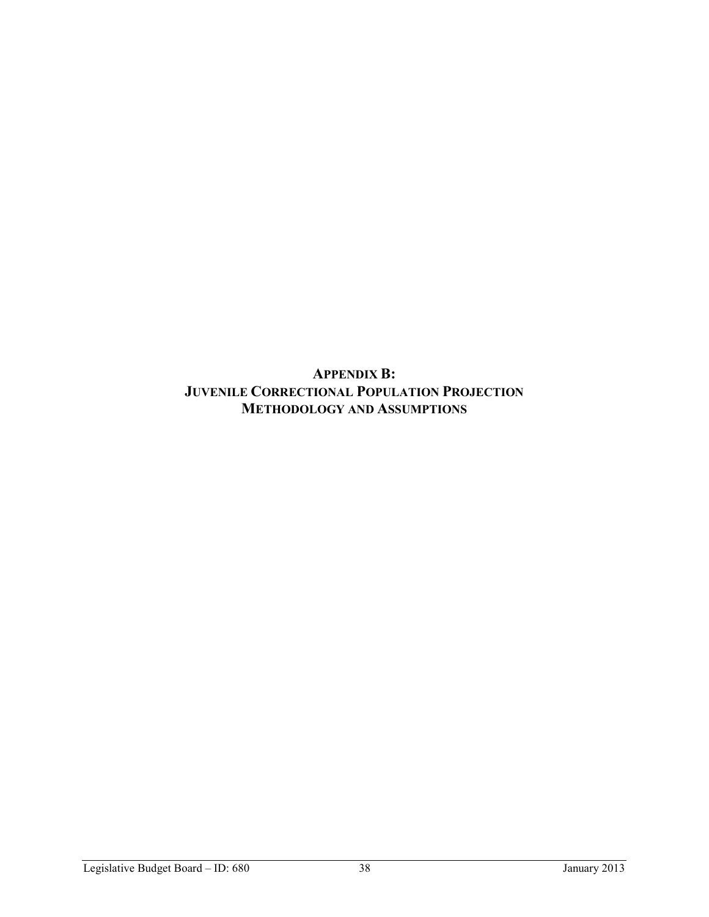# APPENDIX B: JUVENILE CORRECTIONAL POPULATION PROJECTION METHODOLOGY AND ASSUMPTIONS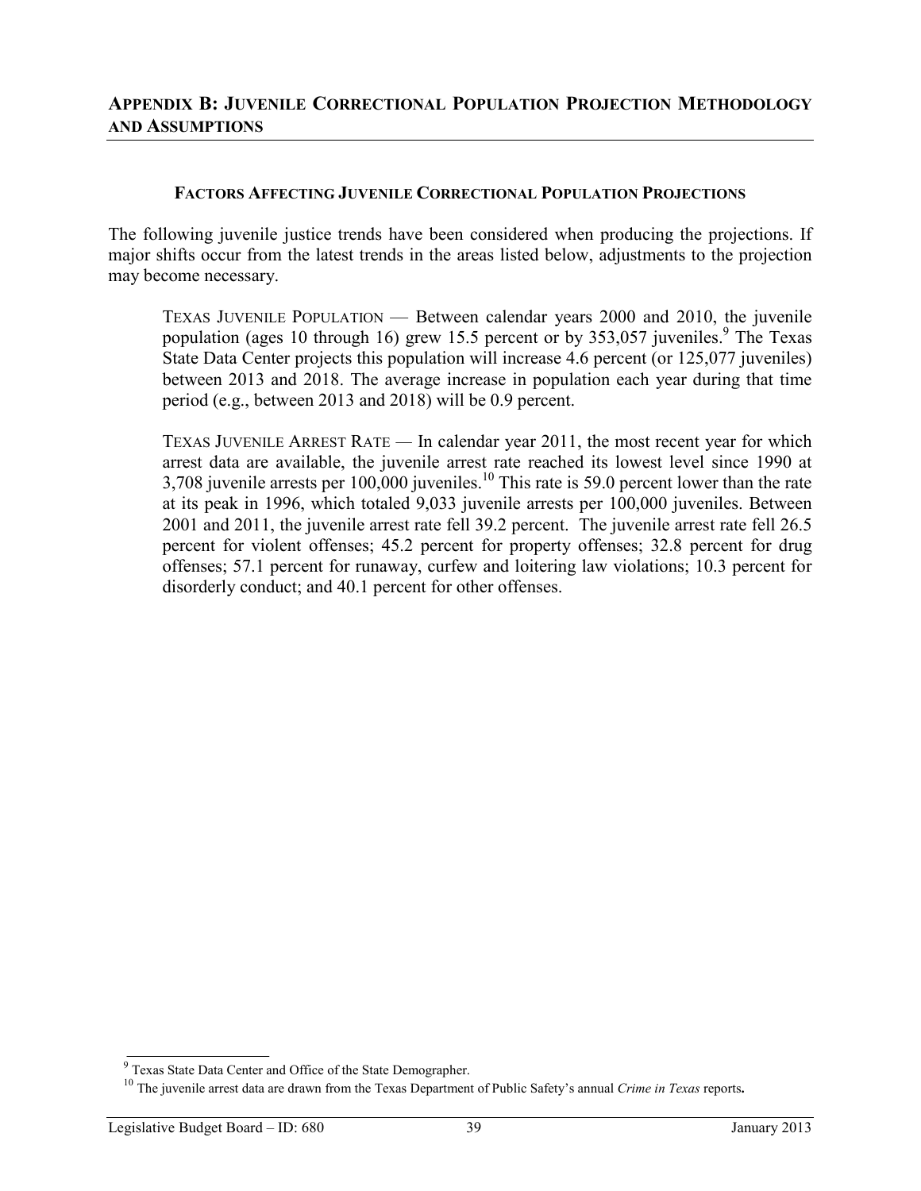## Appendix B: Juvenile Correctional Population Projection Methodology and Assumptions

### Factors Affecting Juvenile Correctional Population Projections

The following juvenile justice trends have been considered when producing the projections. If major shifts occur from the latest trends in the areas listed below, adjustments to the projection may become necessary.

TEXAS JUVENILE POPULATION — Between calendar years 2000 and 2010, the juvenile population (ages 10 through 16) grew 15.5 percent or by 353,057 juveniles.[9] The Texas State Data Center projects this population will increase 4.6 percent (or 125,077 juveniles) between 2013 and 2018. The average increase in population each year during that time period (e.g., between 2013 and 2018) will be 0.9 percent.

TEXAS JUVENILE ARREST RATE — In calendar year 2011, the most recent year for which arrest data are available, the juvenile arrest rate reached its lowest level since 1990 at 3,708 juvenile arrests per 100,000 juveniles.[10] This rate is 59.0 percent lower than the rate at its peak in 1996, which totaled 9,033 juvenile arrests per 100,000 juveniles. Between 2001 and 2011, the juvenile arrest rate fell 39.2 percent. The juvenile arrest rate fell 26.5 percent for violent offenses; 45.2 percent for property offenses; 32.8 percent for drug offenses; 57.1 percent for runaway, curfew and loitering law violations; 10.3 percent for disorderly conduct; and 40.1 percent for other offenses.

---

[9] Texas State Data Center and Office of the State Demographer.

[10] The juvenile arrest data are drawn from the Texas Department of Public Safety's annual *Crime in Texas* reports.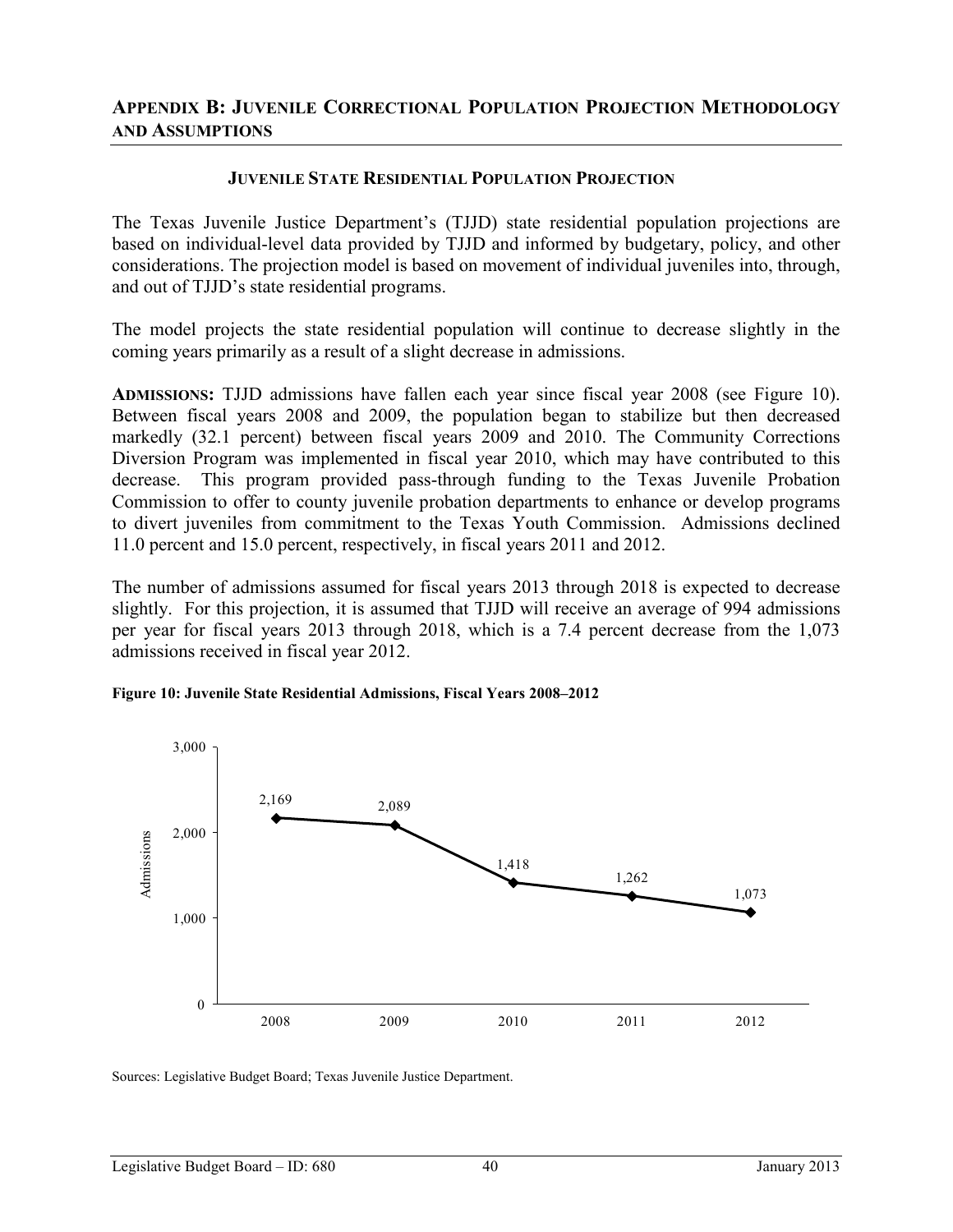## Appendix B: Juvenile Correctional Population Projection Methodology and Assumptions

### Juvenile State Residential Population Projection

The Texas Juvenile Justice Department's (TJJD) state residential population projections are based on individual-level data provided by TJJD and informed by budgetary, policy, and other considerations. The projection model is based on movement of individual juveniles into, through, and out of TJJD's state residential programs.

The model projects the state residential population will continue to decrease slightly in the coming years primarily as a result of a slight decrease in admissions.

**Admissions:** TJJD admissions have fallen each year since fiscal year 2008 (see Figure 10). Between fiscal years 2008 and 2009, the population began to stabilize but then decreased markedly (32.1 percent) between fiscal years 2009 and 2010. The Community Corrections Diversion Program was implemented in fiscal year 2010, which may have contributed to this decrease. This program provided pass-through funding to the Texas Juvenile Probation Commission to offer to county juvenile probation departments to enhance or develop programs to divert juveniles from commitment to the Texas Youth Commission. Admissions declined 11.0 percent and 15.0 percent, respectively, in fiscal years 2011 and 2012.

The number of admissions assumed for fiscal years 2013 through 2018 is expected to decrease slightly. For this projection, it is assumed that TJJD will receive an average of 994 admissions per year for fiscal years 2013 through 2018, which is a 7.4 percent decrease from the 1,073 admissions received in fiscal year 2012.

**Figure 10: Juvenile State Residential Admissions, Fiscal Years 2008–2012**

| Fiscal Year | Admissions |
|---|---|
| 2008 | 2,169 |
| 2009 | 2,089 |
| 2010 | 1,418 |
| 2011 | 1,262 |
| 2012 | 1,073 |

Sources: Legislative Budget Board; Texas Juvenile Justice Department.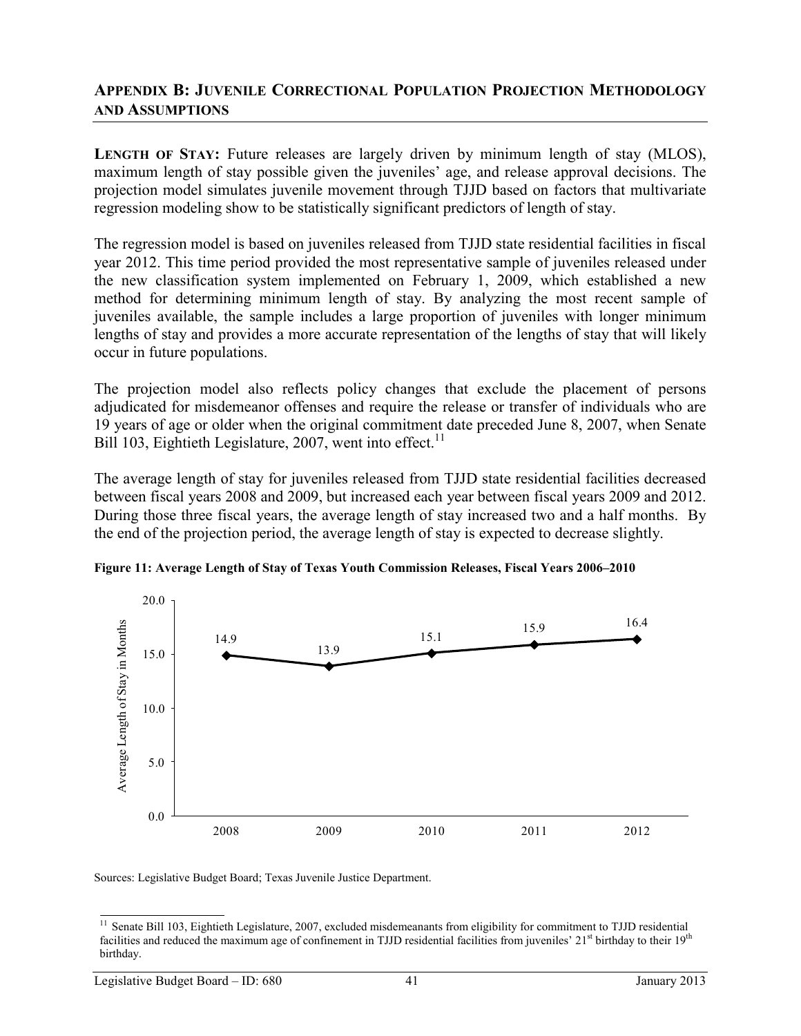## APPENDIX B: JUVENILE CORRECTIONAL POPULATION PROJECTION METHODOLOGY AND ASSUMPTIONS

**LENGTH OF STAY:** Future releases are largely driven by minimum length of stay (MLOS), maximum length of stay possible given the juveniles' age, and release approval decisions. The projection model simulates juvenile movement through TJJD based on factors that multivariate regression modeling show to be statistically significant predictors of length of stay.

The regression model is based on juveniles released from TJJD state residential facilities in fiscal year 2012. This time period provided the most representative sample of juveniles released under the new classification system implemented on February 1, 2009, which established a new method for determining minimum length of stay. By analyzing the most recent sample of juveniles available, the sample includes a large proportion of juveniles with longer minimum lengths of stay and provides a more accurate representation of the lengths of stay that will likely occur in future populations.

The projection model also reflects policy changes that exclude the placement of persons adjudicated for misdemeanor offenses and require the release or transfer of individuals who are 19 years of age or older when the original commitment date preceded June 8, 2007, when Senate Bill 103, Eightieth Legislature, 2007, went into effect.[11]

The average length of stay for juveniles released from TJJD state residential facilities decreased between fiscal years 2008 and 2009, but increased each year between fiscal years 2009 and 2012. During those three fiscal years, the average length of stay increased two and a half months. By the end of the projection period, the average length of stay is expected to decrease slightly.

**Figure 11: Average Length of Stay of Texas Youth Commission Releases, Fiscal Years 2006–2010**

| Fiscal Year | Average Length of Stay in Months |
|---|---|
| 2008 | 14.9 |
| 2009 | 13.9 |
| 2010 | 15.1 |
| 2011 | 15.9 |
| 2012 | 16.4 |

Sources: Legislative Budget Board; Texas Juvenile Justice Department.

[11] Senate Bill 103, Eightieth Legislature, 2007, excluded misdemeanants from eligibility for commitment to TJJD residential facilities and reduced the maximum age of confinement in TJJD residential facilities from juveniles' 21st birthday to their 19th birthday.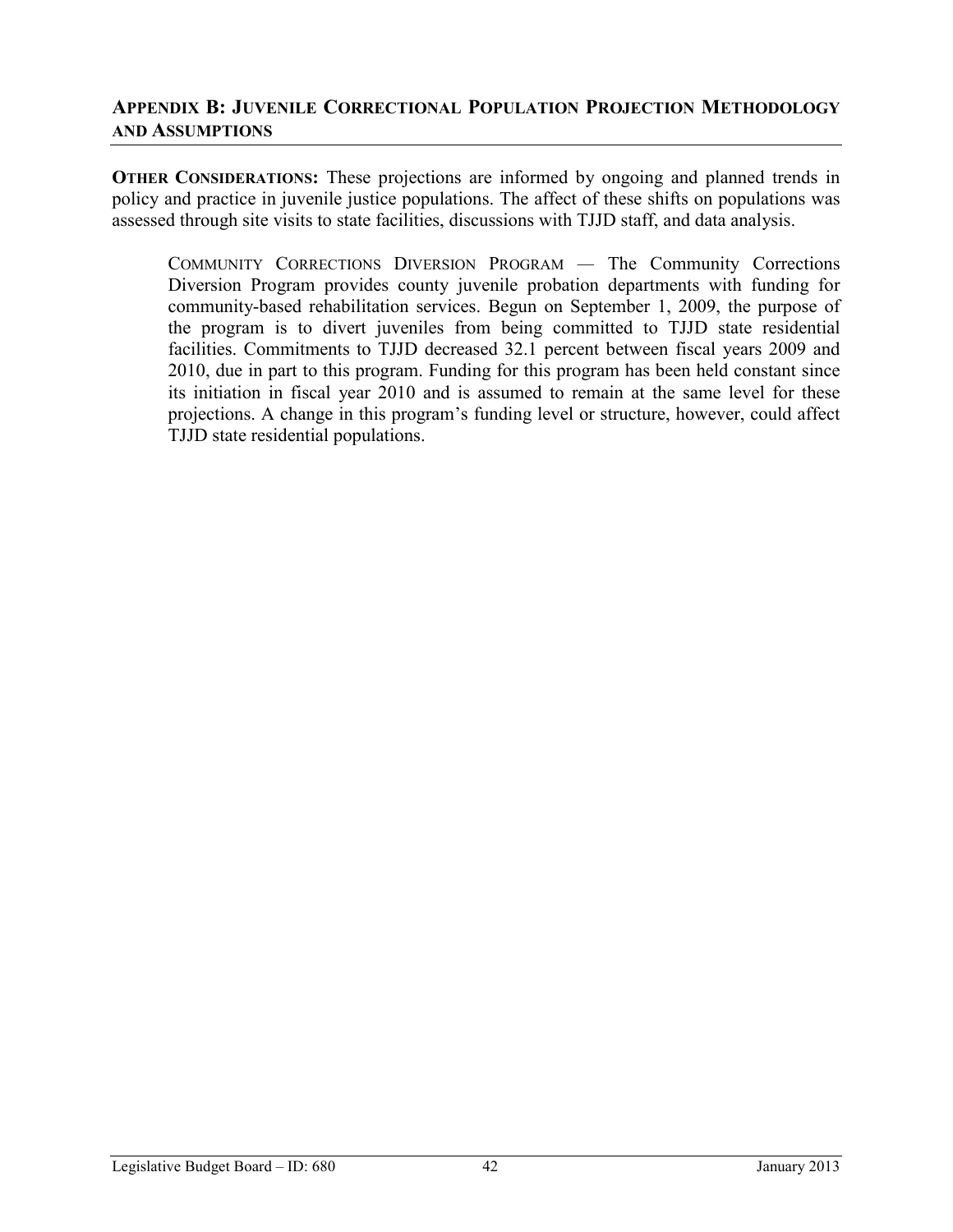## Appendix B: Juvenile Correctional Population Projection Methodology and Assumptions

**Other Considerations:** These projections are informed by ongoing and planned trends in policy and practice in juvenile justice populations. The affect of these shifts on populations was assessed through site visits to state facilities, discussions with TJJD staff, and data analysis.

> Community Corrections Diversion Program — The Community Corrections Diversion Program provides county juvenile probation departments with funding for community-based rehabilitation services. Begun on September 1, 2009, the purpose of the program is to divert juveniles from being committed to TJJD state residential facilities. Commitments to TJJD decreased 32.1 percent between fiscal years 2009 and 2010, due in part to this program. Funding for this program has been held constant since its initiation in fiscal year 2010 and is assumed to remain at the same level for these projections. A change in this program's funding level or structure, however, could affect TJJD state residential populations.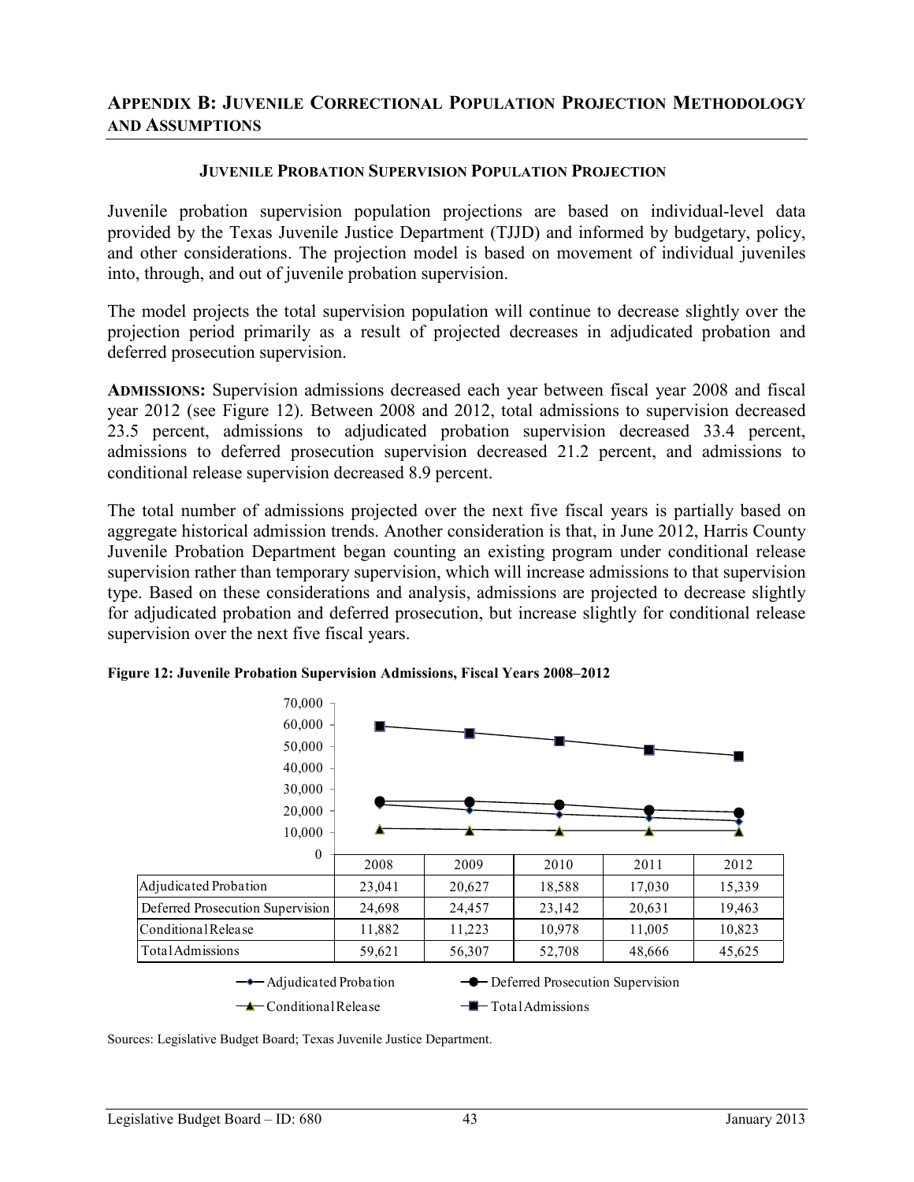## Appendix B: Juvenile Correctional Population Projection Methodology and Assumptions

### Juvenile Probation Supervision Population Projection

Juvenile probation supervision population projections are based on individual-level data provided by the Texas Juvenile Justice Department (TJJD) and informed by budgetary, policy, and other considerations. The projection model is based on movement of individual juveniles into, through, and out of juvenile probation supervision.

The model projects the total supervision population will continue to decrease slightly over the projection period primarily as a result of projected decreases in adjudicated probation and deferred prosecution supervision.

**Admissions:** Supervision admissions decreased each year between fiscal year 2008 and fiscal year 2012 (see Figure 12). Between 2008 and 2012, total admissions to supervision decreased 23.5 percent, admissions to adjudicated probation supervision decreased 33.4 percent, admissions to deferred prosecution supervision decreased 21.2 percent, and admissions to conditional release supervision decreased 8.9 percent.

The total number of admissions projected over the next five fiscal years is partially based on aggregate historical admission trends. Another consideration is that, in June 2012, Harris County Juvenile Probation Department began counting an existing program under conditional release supervision rather than temporary supervision, which will increase admissions to that supervision type. Based on these considerations and analysis, admissions are projected to decrease slightly for adjudicated probation and deferred prosecution, but increase slightly for conditional release supervision over the next five fiscal years.

**Figure 12: Juvenile Probation Supervision Admissions, Fiscal Years 2008–2012**

| | 2008 | 2009 | 2010 | 2011 | 2012 |
|---|---|---|---|---|---|
| Adjudicated Probation | 23,041 | 20,627 | 18,588 | 17,030 | 15,339 |
| Deferred Prosecution Supervision | 24,698 | 24,457 | 23,142 | 20,631 | 19,463 |
| Conditional Release | 11,882 | 11,223 | 10,978 | 11,005 | 10,823 |
| Total Admissions | 59,621 | 56,307 | 52,708 | 48,666 | 45,625 |

Sources: Legislative Budget Board; Texas Juvenile Justice Department.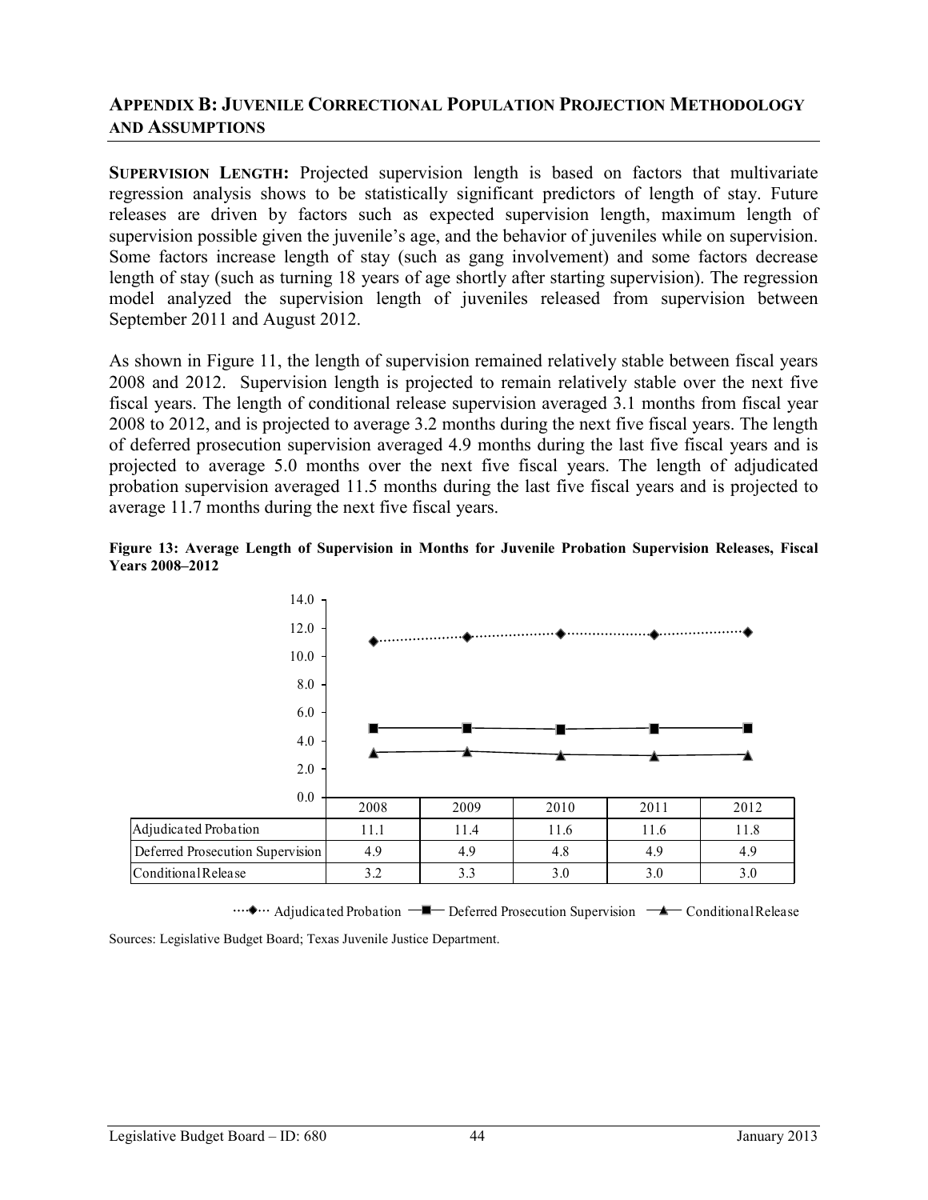## Appendix B: Juvenile Correctional Population Projection Methodology and Assumptions

**Supervision Length:** Projected supervision length is based on factors that multivariate regression analysis shows to be statistically significant predictors of length of stay. Future releases are driven by factors such as expected supervision length, maximum length of supervision possible given the juvenile's age, and the behavior of juveniles while on supervision. Some factors increase length of stay (such as gang involvement) and some factors decrease length of stay (such as turning 18 years of age shortly after starting supervision). The regression model analyzed the supervision length of juveniles released from supervision between September 2011 and August 2012.

As shown in Figure 11, the length of supervision remained relatively stable between fiscal years 2008 and 2012. Supervision length is projected to remain relatively stable over the next five fiscal years. The length of conditional release supervision averaged 3.1 months from fiscal year 2008 to 2012, and is projected to average 3.2 months during the next five fiscal years. The length of deferred prosecution supervision averaged 4.9 months during the last five fiscal years and is projected to average 5.0 months over the next five fiscal years. The length of adjudicated probation supervision averaged 11.5 months during the last five fiscal years and is projected to average 11.7 months during the next five fiscal years.

**Figure 13: Average Length of Supervision in Months for Juvenile Probation Supervision Releases, Fiscal Years 2008–2012**

14.0
12.0
10.0
8.0
6.0
4.0
2.0
0.0

| | 2008 | 2009 | 2010 | 2011 | 2012 |
|---|---|---|---|---|---|
| Adjudicated Probation | 11.1 | 11.4 | 11.6 | 11.6 | 11.8 |
| Deferred Prosecution Supervision | 4.9 | 4.9 | 4.8 | 4.9 | 4.9 |
| Conditional Release | 3.2 | 3.3 | 3.0 | 3.0 | 3.0 |

Adjudicated Probation — Deferred Prosecution Supervision — Conditional Release

Sources: Legislative Budget Board; Texas Juvenile Justice Department.